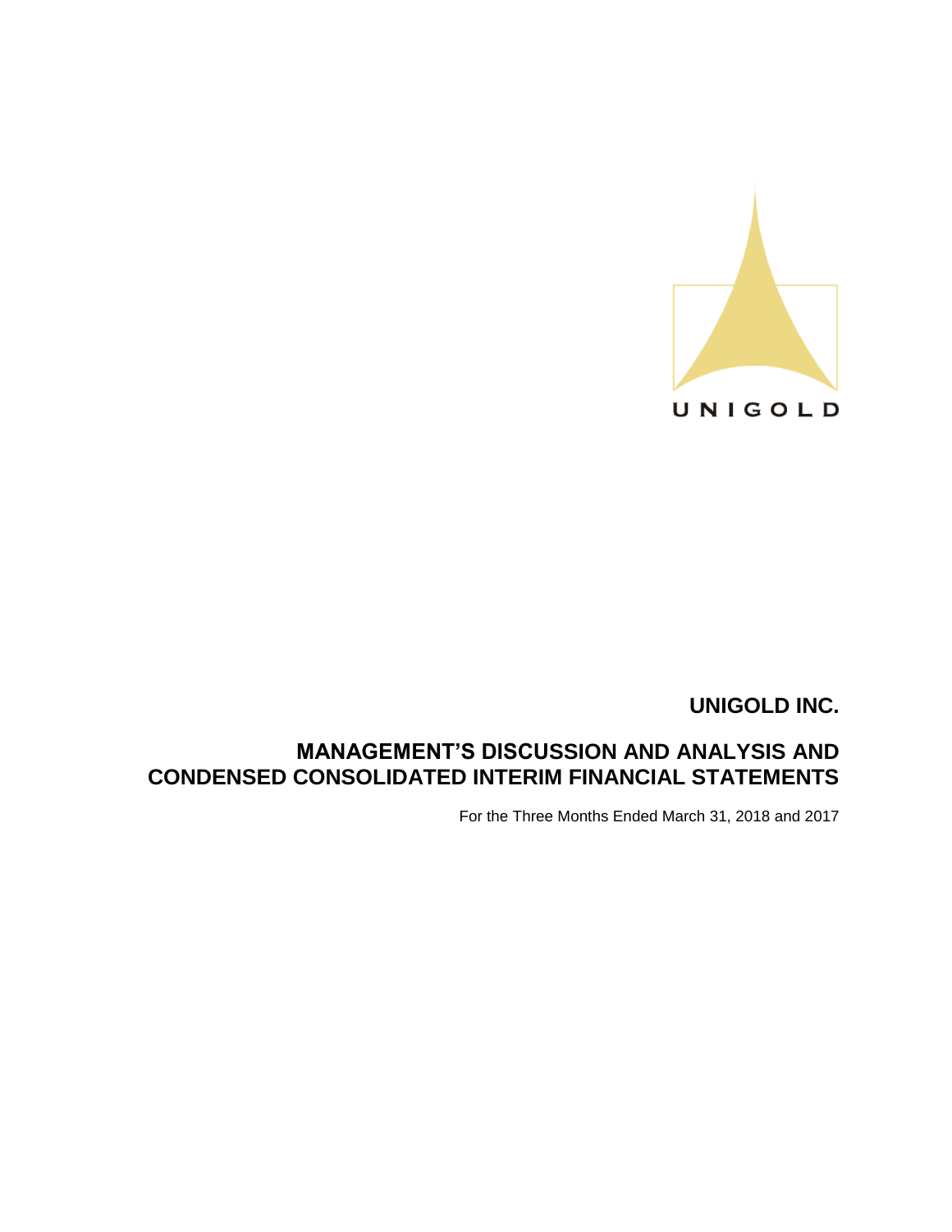UNIGOLD

# UNIGOLD INC.

## MANAGEMENT'S DISCUSSION AND ANALYSIS AND CONDENSED CONSOLIDATED INTERIM FINANCIAL STATEMENTS

For the Three Months Ended March 31, 2018 and 2017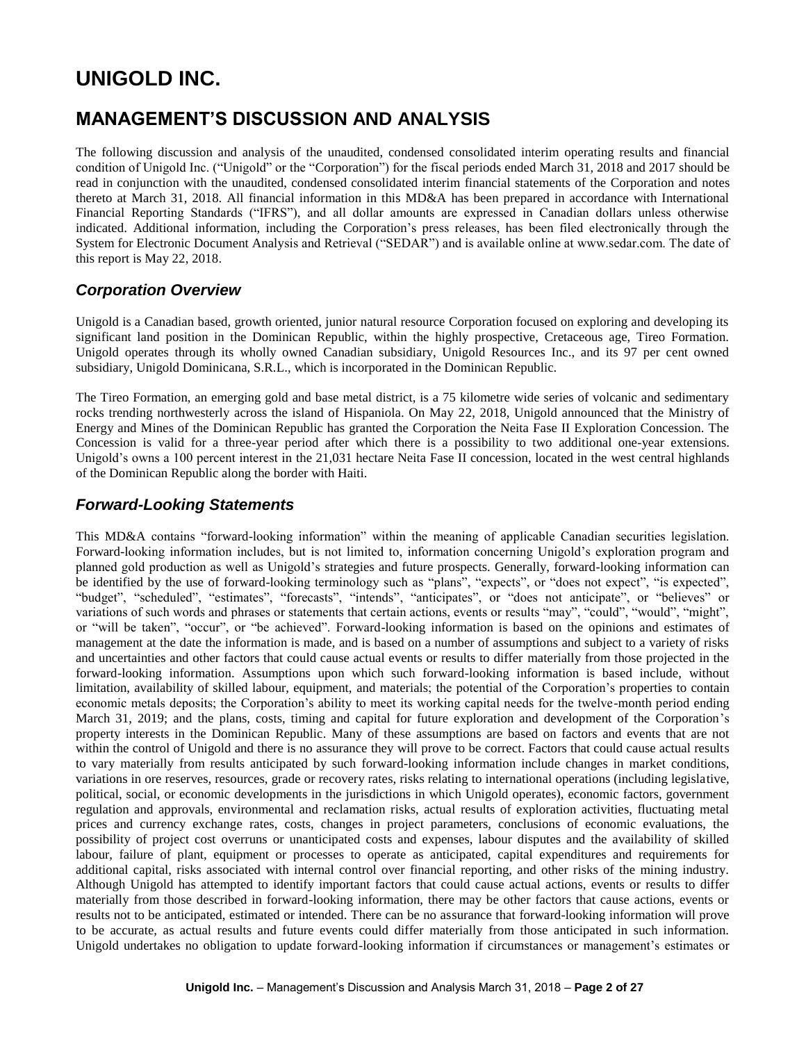# UNIGOLD INC.

## MANAGEMENT'S DISCUSSION AND ANALYSIS

The following discussion and analysis of the unaudited, condensed consolidated interim operating results and financial condition of Unigold Inc. ("Unigold" or the "Corporation") for the fiscal periods ended March 31, 2018 and 2017 should be read in conjunction with the unaudited, condensed consolidated interim financial statements of the Corporation and notes thereto at March 31, 2018. All financial information in this MD&A has been prepared in accordance with International Financial Reporting Standards ("IFRS"), and all dollar amounts are expressed in Canadian dollars unless otherwise indicated. Additional information, including the Corporation's press releases, has been filed electronically through the System for Electronic Document Analysis and Retrieval ("SEDAR") and is available online at www.sedar.com. The date of this report is May 22, 2018.

### *Corporation Overview*

Unigold is a Canadian based, growth oriented, junior natural resource Corporation focused on exploring and developing its significant land position in the Dominican Republic, within the highly prospective, Cretaceous age, Tireo Formation. Unigold operates through its wholly owned Canadian subsidiary, Unigold Resources Inc., and its 97 per cent owned subsidiary, Unigold Dominicana, S.R.L., which is incorporated in the Dominican Republic.

The Tireo Formation, an emerging gold and base metal district, is a 75 kilometre wide series of volcanic and sedimentary rocks trending northwesterly across the island of Hispaniola. On May 22, 2018, Unigold announced that the Ministry of Energy and Mines of the Dominican Republic has granted the Corporation the Neita Fase II Exploration Concession. The Concession is valid for a three-year period after which there is a possibility to two additional one-year extensions. Unigold's owns a 100 percent interest in the 21,031 hectare Neita Fase II concession, located in the west central highlands of the Dominican Republic along the border with Haiti.

### *Forward-Looking Statements*

This MD&A contains "forward-looking information" within the meaning of applicable Canadian securities legislation. Forward-looking information includes, but is not limited to, information concerning Unigold's exploration program and planned gold production as well as Unigold's strategies and future prospects. Generally, forward-looking information can be identified by the use of forward-looking terminology such as "plans", "expects", or "does not expect", "is expected", "budget", "scheduled", "estimates", "forecasts", "intends", "anticipates", or "does not anticipate", or "believes" or variations of such words and phrases or statements that certain actions, events or results "may", "could", "would", "might", or "will be taken", "occur", or "be achieved". Forward-looking information is based on the opinions and estimates of management at the date the information is made, and is based on a number of assumptions and subject to a variety of risks and uncertainties and other factors that could cause actual events or results to differ materially from those projected in the forward-looking information. Assumptions upon which such forward-looking information is based include, without limitation, availability of skilled labour, equipment, and materials; the potential of the Corporation's properties to contain economic metals deposits; the Corporation's ability to meet its working capital needs for the twelve-month period ending March 31, 2019; and the plans, costs, timing and capital for future exploration and development of the Corporation's property interests in the Dominican Republic. Many of these assumptions are based on factors and events that are not within the control of Unigold and there is no assurance they will prove to be correct. Factors that could cause actual results to vary materially from results anticipated by such forward-looking information include changes in market conditions, variations in ore reserves, resources, grade or recovery rates, risks relating to international operations (including legislative, political, social, or economic developments in the jurisdictions in which Unigold operates), economic factors, government regulation and approvals, environmental and reclamation risks, actual results of exploration activities, fluctuating metal prices and currency exchange rates, costs, changes in project parameters, conclusions of economic evaluations, the possibility of project cost overruns or unanticipated costs and expenses, labour disputes and the availability of skilled labour, failure of plant, equipment or processes to operate as anticipated, capital expenditures and requirements for additional capital, risks associated with internal control over financial reporting, and other risks of the mining industry. Although Unigold has attempted to identify important factors that could cause actual actions, events or results to differ materially from those described in forward-looking information, there may be other factors that cause actions, events or results not to be anticipated, estimated or intended. There can be no assurance that forward-looking information will prove to be accurate, as actual results and future events could differ materially from those anticipated in such information. Unigold undertakes no obligation to update forward-looking information if circumstances or management's estimates or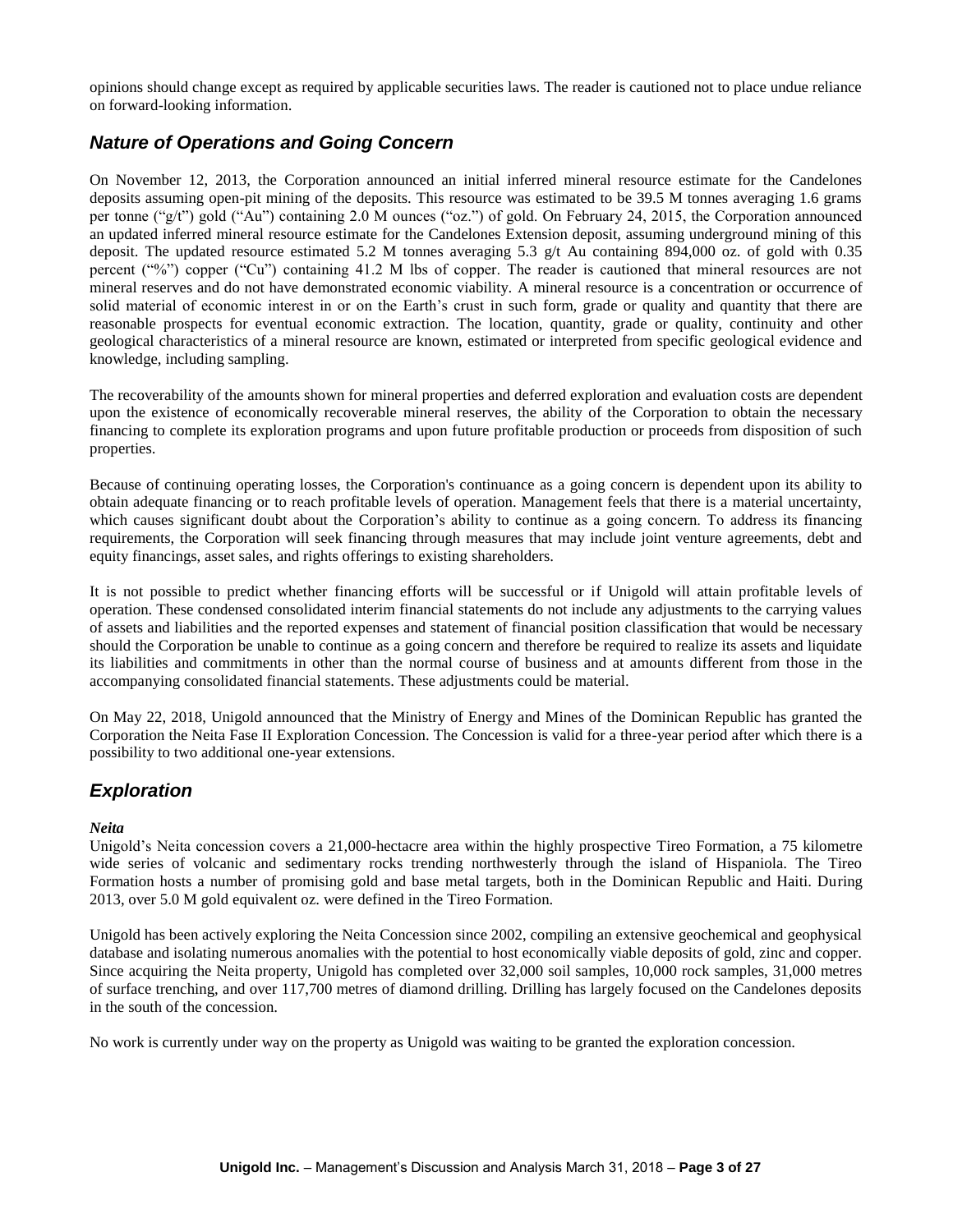opinions should change except as required by applicable securities laws. The reader is cautioned not to place undue reliance on forward-looking information.

## *Nature of Operations and Going Concern*

On November 12, 2013, the Corporation announced an initial inferred mineral resource estimate for the Candelones deposits assuming open-pit mining of the deposits. This resource was estimated to be 39.5 M tonnes averaging 1.6 grams per tonne ("g/t") gold ("Au") containing 2.0 M ounces ("oz.") of gold. On February 24, 2015, the Corporation announced an updated inferred mineral resource estimate for the Candelones Extension deposit, assuming underground mining of this deposit. The updated resource estimated 5.2 M tonnes averaging 5.3 g/t Au containing 894,000 oz. of gold with 0.35 percent ("%") copper ("Cu") containing 41.2 M lbs of copper. The reader is cautioned that mineral resources are not mineral reserves and do not have demonstrated economic viability. A mineral resource is a concentration or occurrence of solid material of economic interest in or on the Earth's crust in such form, grade or quality and quantity that there are reasonable prospects for eventual economic extraction. The location, quantity, grade or quality, continuity and other geological characteristics of a mineral resource are known, estimated or interpreted from specific geological evidence and knowledge, including sampling.

The recoverability of the amounts shown for mineral properties and deferred exploration and evaluation costs are dependent upon the existence of economically recoverable mineral reserves, the ability of the Corporation to obtain the necessary financing to complete its exploration programs and upon future profitable production or proceeds from disposition of such properties.

Because of continuing operating losses, the Corporation's continuance as a going concern is dependent upon its ability to obtain adequate financing or to reach profitable levels of operation. Management feels that there is a material uncertainty, which causes significant doubt about the Corporation's ability to continue as a going concern. To address its financing requirements, the Corporation will seek financing through measures that may include joint venture agreements, debt and equity financings, asset sales, and rights offerings to existing shareholders.

It is not possible to predict whether financing efforts will be successful or if Unigold will attain profitable levels of operation. These condensed consolidated interim financial statements do not include any adjustments to the carrying values of assets and liabilities and the reported expenses and statement of financial position classification that would be necessary should the Corporation be unable to continue as a going concern and therefore be required to realize its assets and liquidate its liabilities and commitments in other than the normal course of business and at amounts different from those in the accompanying consolidated financial statements. These adjustments could be material.

On May 22, 2018, Unigold announced that the Ministry of Energy and Mines of the Dominican Republic has granted the Corporation the Neita Fase II Exploration Concession. The Concession is valid for a three-year period after which there is a possibility to two additional one-year extensions.

## *Exploration*

***Neita***

Unigold's Neita concession covers a 21,000-hectacre area within the highly prospective Tireo Formation, a 75 kilometre wide series of volcanic and sedimentary rocks trending northwesterly through the island of Hispaniola. The Tireo Formation hosts a number of promising gold and base metal targets, both in the Dominican Republic and Haiti. During 2013, over 5.0 M gold equivalent oz. were defined in the Tireo Formation.

Unigold has been actively exploring the Neita Concession since 2002, compiling an extensive geochemical and geophysical database and isolating numerous anomalies with the potential to host economically viable deposits of gold, zinc and copper. Since acquiring the Neita property, Unigold has completed over 32,000 soil samples, 10,000 rock samples, 31,000 metres of surface trenching, and over 117,700 metres of diamond drilling. Drilling has largely focused on the Candelones deposits in the south of the concession.

No work is currently under way on the property as Unigold was waiting to be granted the exploration concession.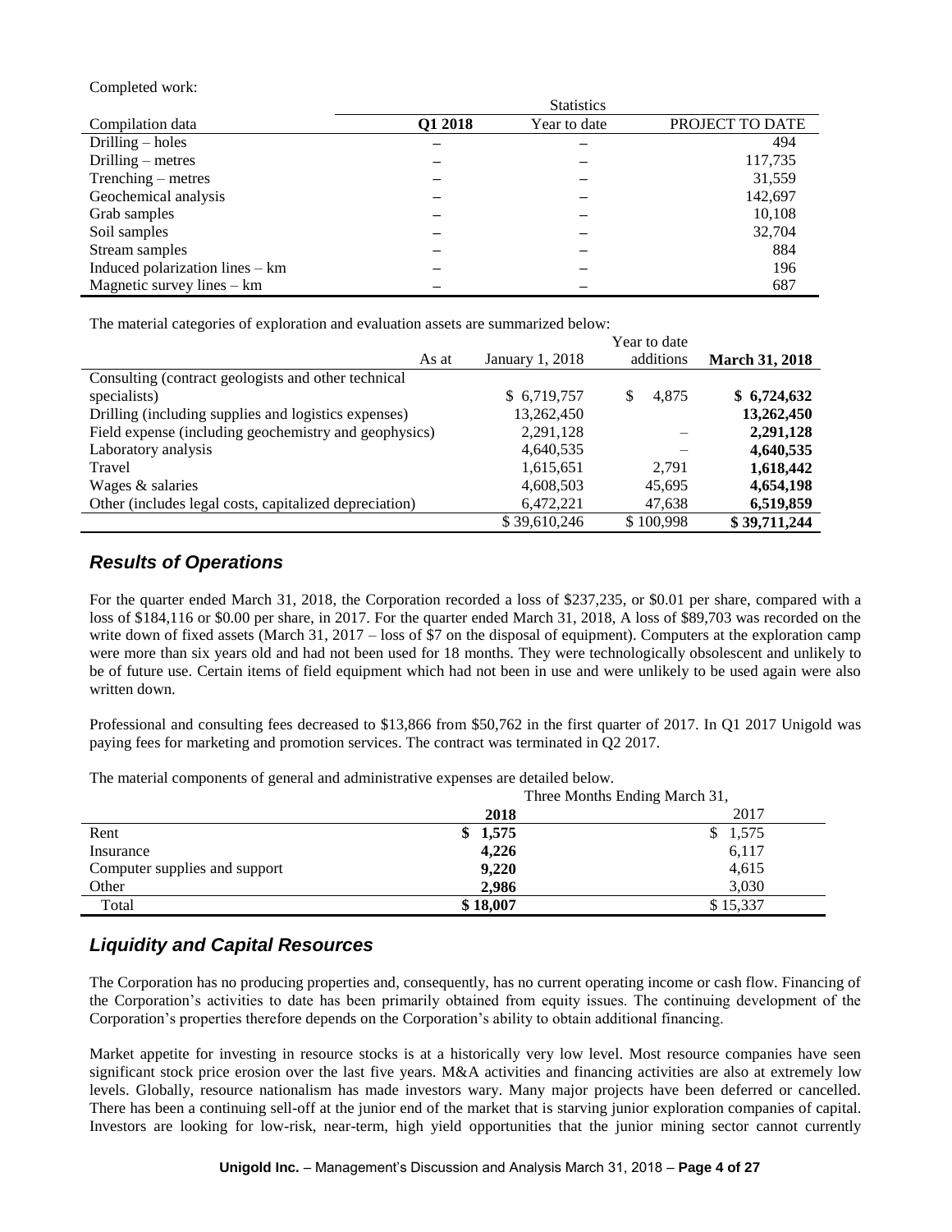Completed work:

| Compilation data | Statistics | | |
|---|---|---|---|
| | **Q1 2018** | Year to date | PROJECT TO DATE |
| Drilling – holes | – | – | 494 |
| Drilling – metres | – | – | 117,735 |
| Trenching – metres | – | – | 31,559 |
| Geochemical analysis | – | – | 142,697 |
| Grab samples | – | – | 10,108 |
| Soil samples | – | – | 32,704 |
| Stream samples | – | – | 884 |
| Induced polarization lines – km | – | – | 196 |
| Magnetic survey lines – km | – | – | 687 |

The material categories of exploration and evaluation assets are summarized below:

| As at | January 1, 2018 | Year to date additions | **March 31, 2018** |
|---|---|---|---|
| Consulting (contract geologists and other technical specialists) | $ 6,719,757 | $ 4,875 | **$ 6,724,632** |
| Drilling (including supplies and logistics expenses) | 13,262,450 | | **13,262,450** |
| Field expense (including geochemistry and geophysics) | 2,291,128 | – | **2,291,128** |
| Laboratory analysis | 4,640,535 | – | **4,640,535** |
| Travel | 1,615,651 | 2,791 | **1,618,442** |
| Wages & salaries | 4,608,503 | 45,695 | **4,654,198** |
| Other (includes legal costs, capitalized depreciation) | 6,472,221 | 47,638 | **6,519,859** |
| | $ 39,610,246 | $ 100,998 | **$ 39,711,244** |

## *Results of Operations*

For the quarter ended March 31, 2018, the Corporation recorded a loss of $237,235, or $0.01 per share, compared with a loss of $184,116 or $0.00 per share, in 2017. For the quarter ended March 31, 2018, A loss of $89,703 was recorded on the write down of fixed assets (March 31, 2017 – loss of $7 on the disposal of equipment). Computers at the exploration camp were more than six years old and had not been used for 18 months. They were technologically obsolescent and unlikely to be of future use. Certain items of field equipment which had not been in use and were unlikely to be used again were also written down.

Professional and consulting fees decreased to $13,866 from $50,762 in the first quarter of 2017. In Q1 2017 Unigold was paying fees for marketing and promotion services. The contract was terminated in Q2 2017.

The material components of general and administrative expenses are detailed below.

| | Three Months Ending March 31, | |
|---|---|---|
| | **2018** | 2017 |
| Rent | **$ 1,575** | $ 1,575 |
| Insurance | **4,226** | 6,117 |
| Computer supplies and support | **9,220** | 4,615 |
| Other | **2,986** | 3,030 |
| Total | **$ 18,007** | $ 15,337 |

## *Liquidity and Capital Resources*

The Corporation has no producing properties and, consequently, has no current operating income or cash flow. Financing of the Corporation's activities to date has been primarily obtained from equity issues. The continuing development of the Corporation's properties therefore depends on the Corporation's ability to obtain additional financing.

Market appetite for investing in resource stocks is at a historically very low level. Most resource companies have seen significant stock price erosion over the last five years. M&A activities and financing activities are also at extremely low levels. Globally, resource nationalism has made investors wary. Many major projects have been deferred or cancelled. There has been a continuing sell-off at the junior end of the market that is starving junior exploration companies of capital. Investors are looking for low-risk, near-term, high yield opportunities that the junior mining sector cannot currently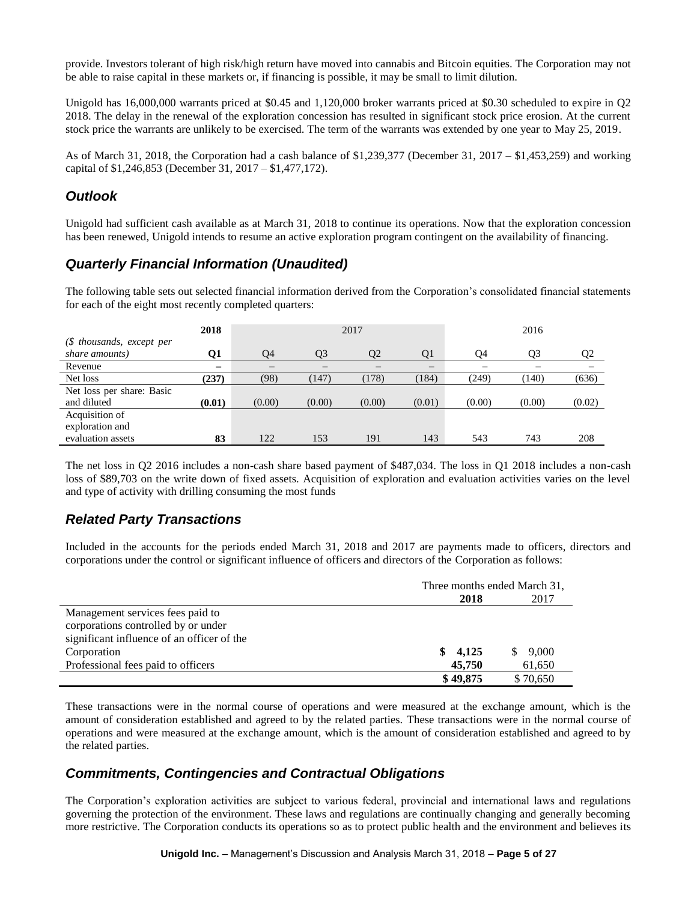provide. Investors tolerant of high risk/high return have moved into cannabis and Bitcoin equities. The Corporation may not be able to raise capital in these markets or, if financing is possible, it may be small to limit dilution.

Unigold has 16,000,000 warrants priced at $0.45 and 1,120,000 broker warrants priced at $0.30 scheduled to expire in Q2 2018. The delay in the renewal of the exploration concession has resulted in significant stock price erosion. At the current stock price the warrants are unlikely to be exercised. The term of the warrants was extended by one year to May 25, 2019.

As of March 31, 2018, the Corporation had a cash balance of $1,239,377 (December 31, 2017 – $1,453,259) and working capital of $1,246,853 (December 31, 2017 – $1,477,172).

## *Outlook*

Unigold had sufficient cash available as at March 31, 2018 to continue its operations. Now that the exploration concession has been renewed, Unigold intends to resume an active exploration program contingent on the availability of financing.

## *Quarterly Financial Information (Unaudited)*

The following table sets out selected financial information derived from the Corporation's consolidated financial statements for each of the eight most recently completed quarters:

| | **2018** | 2017 | | | | 2016 | | |
|---|---|---|---|---|---|---|---|---|
| *($ thousands, except per share amounts)* | **Q1** | Q4 | Q3 | Q2 | Q1 | Q4 | Q3 | Q2 |
| Revenue | **–** | – | – | – | – | – | – | – |
| Net loss | **(237)** | (98) | (147) | (178) | (184) | (249) | (140) | (636) |
| Net loss per share: Basic and diluted | **(0.01)** | (0.00) | (0.00) | (0.00) | (0.01) | (0.00) | (0.00) | (0.02) |
| Acquisition of exploration and evaluation assets | **83** | 122 | 153 | 191 | 143 | 543 | 743 | 208 |

The net loss in Q2 2016 includes a non-cash share based payment of $487,034. The loss in Q1 2018 includes a non-cash loss of $89,703 on the write down of fixed assets. Acquisition of exploration and evaluation activities varies on the level and type of activity with drilling consuming the most funds

## *Related Party Transactions*

Included in the accounts for the periods ended March 31, 2018 and 2017 are payments made to officers, directors and corporations under the control or significant influence of officers and directors of the Corporation as follows:

| | Three months ended March 31, | |
|---|---|---|
| | **2018** | 2017 |
| Management services fees paid to corporations controlled by or under significant influence of an officer of the Corporation | **$ 4,125** | $ 9,000 |
| Professional fees paid to officers | **45,750** | 61,650 |
| | **$ 49,875** | $ 70,650 |

These transactions were in the normal course of operations and were measured at the exchange amount, which is the amount of consideration established and agreed to by the related parties. These transactions were in the normal course of operations and were measured at the exchange amount, which is the amount of consideration established and agreed to by the related parties.

## *Commitments, Contingencies and Contractual Obligations*

The Corporation's exploration activities are subject to various federal, provincial and international laws and regulations governing the protection of the environment. These laws and regulations are continually changing and generally becoming more restrictive. The Corporation conducts its operations so as to protect public health and the environment and believes its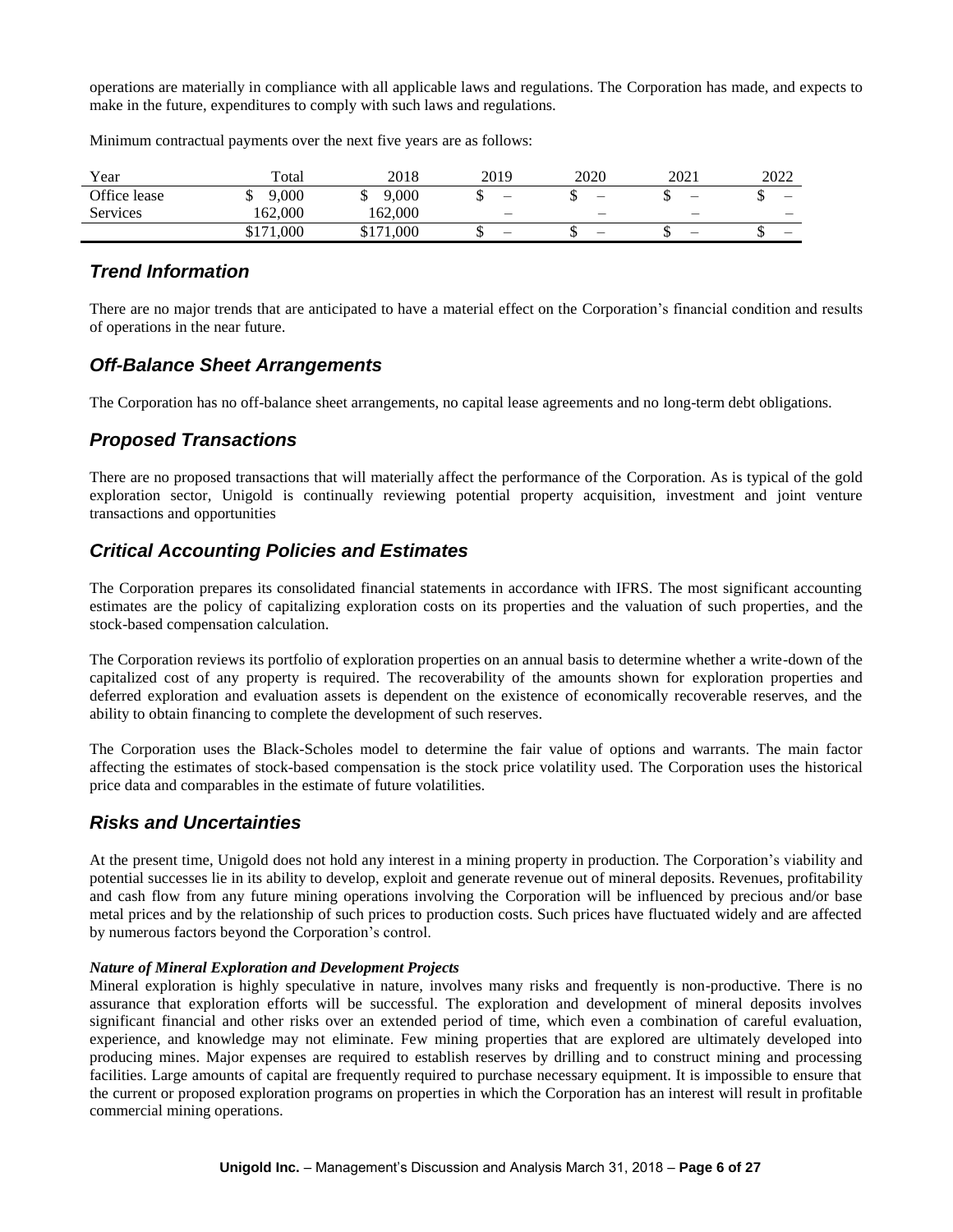operations are materially in compliance with all applicable laws and regulations. The Corporation has made, and expects to make in the future, expenditures to comply with such laws and regulations.

Minimum contractual payments over the next five years are as follows:

| Year | Total | 2018 | 2019 | 2020 | 2021 | 2022 |
|---|---|---|---|---|---|---|
| Office lease | $ 9,000 | $ 9,000 | $ – | $ – | $ – | $ – |
| Services | 162,000 | 162,000 | – | – | – | – |
| | $171,000 | $171,000 | $ – | $ – | $ – | $ – |

## *Trend Information*

There are no major trends that are anticipated to have a material effect on the Corporation's financial condition and results of operations in the near future.

## *Off-Balance Sheet Arrangements*

The Corporation has no off-balance sheet arrangements, no capital lease agreements and no long-term debt obligations.

## *Proposed Transactions*

There are no proposed transactions that will materially affect the performance of the Corporation. As is typical of the gold exploration sector, Unigold is continually reviewing potential property acquisition, investment and joint venture transactions and opportunities

## *Critical Accounting Policies and Estimates*

The Corporation prepares its consolidated financial statements in accordance with IFRS. The most significant accounting estimates are the policy of capitalizing exploration costs on its properties and the valuation of such properties, and the stock-based compensation calculation.

The Corporation reviews its portfolio of exploration properties on an annual basis to determine whether a write-down of the capitalized cost of any property is required. The recoverability of the amounts shown for exploration properties and deferred exploration and evaluation assets is dependent on the existence of economically recoverable reserves, and the ability to obtain financing to complete the development of such reserves.

The Corporation uses the Black-Scholes model to determine the fair value of options and warrants. The main factor affecting the estimates of stock-based compensation is the stock price volatility used. The Corporation uses the historical price data and comparables in the estimate of future volatilities.

## *Risks and Uncertainties*

At the present time, Unigold does not hold any interest in a mining property in production. The Corporation's viability and potential successes lie in its ability to develop, exploit and generate revenue out of mineral deposits. Revenues, profitability and cash flow from any future mining operations involving the Corporation will be influenced by precious and/or base metal prices and by the relationship of such prices to production costs. Such prices have fluctuated widely and are affected by numerous factors beyond the Corporation's control.

***Nature of Mineral Exploration and Development Projects***

Mineral exploration is highly speculative in nature, involves many risks and frequently is non-productive. There is no assurance that exploration efforts will be successful. The exploration and development of mineral deposits involves significant financial and other risks over an extended period of time, which even a combination of careful evaluation, experience, and knowledge may not eliminate. Few mining properties that are explored are ultimately developed into producing mines. Major expenses are required to establish reserves by drilling and to construct mining and processing facilities. Large amounts of capital are frequently required to purchase necessary equipment. It is impossible to ensure that the current or proposed exploration programs on properties in which the Corporation has an interest will result in profitable commercial mining operations.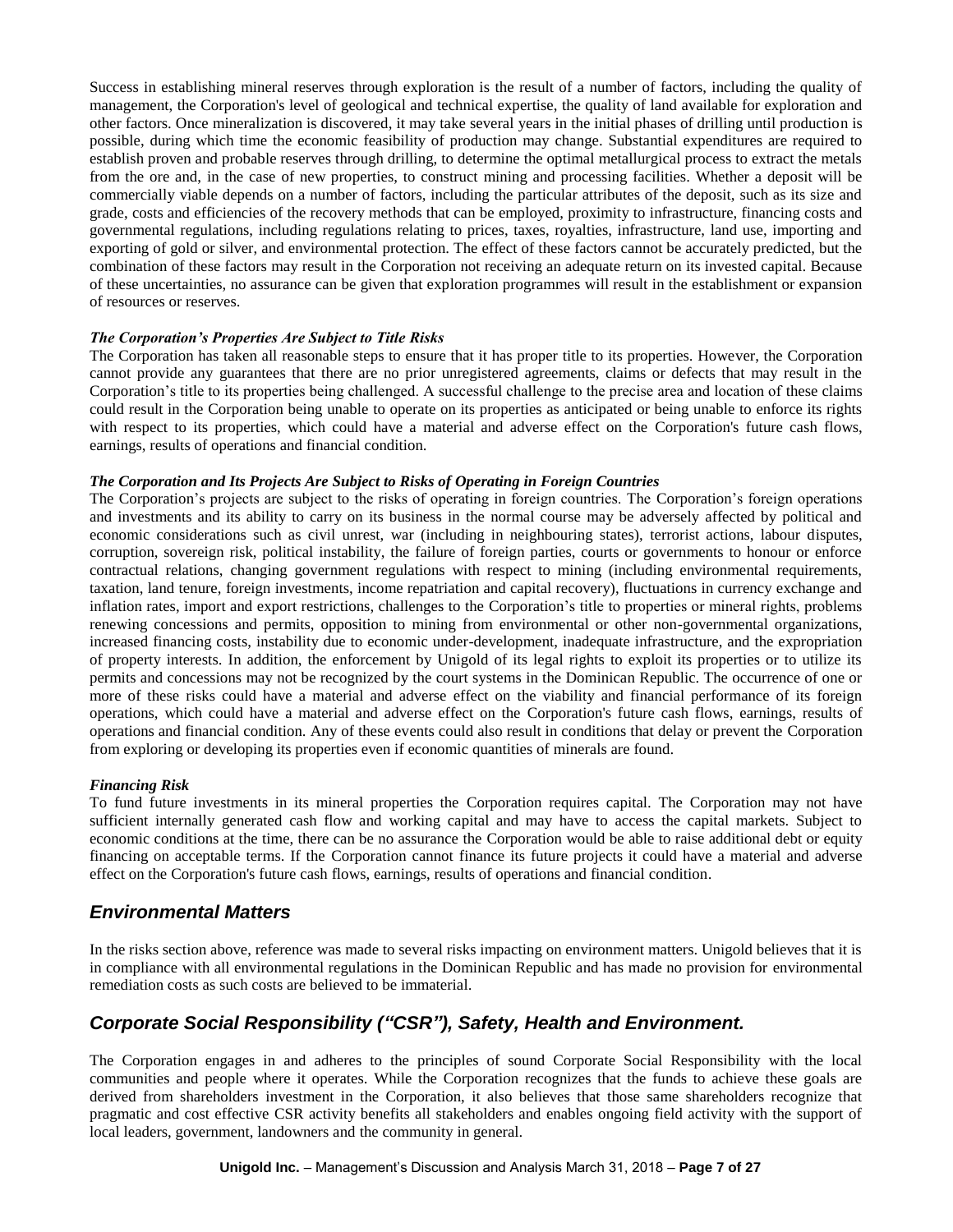Success in establishing mineral reserves through exploration is the result of a number of factors, including the quality of management, the Corporation's level of geological and technical expertise, the quality of land available for exploration and other factors. Once mineralization is discovered, it may take several years in the initial phases of drilling until production is possible, during which time the economic feasibility of production may change. Substantial expenditures are required to establish proven and probable reserves through drilling, to determine the optimal metallurgical process to extract the metals from the ore and, in the case of new properties, to construct mining and processing facilities. Whether a deposit will be commercially viable depends on a number of factors, including the particular attributes of the deposit, such as its size and grade, costs and efficiencies of the recovery methods that can be employed, proximity to infrastructure, financing costs and governmental regulations, including regulations relating to prices, taxes, royalties, infrastructure, land use, importing and exporting of gold or silver, and environmental protection. The effect of these factors cannot be accurately predicted, but the combination of these factors may result in the Corporation not receiving an adequate return on its invested capital. Because of these uncertainties, no assurance can be given that exploration programmes will result in the establishment or expansion of resources or reserves.

***The Corporation's Properties Are Subject to Title Risks***

The Corporation has taken all reasonable steps to ensure that it has proper title to its properties. However, the Corporation cannot provide any guarantees that there are no prior unregistered agreements, claims or defects that may result in the Corporation's title to its properties being challenged. A successful challenge to the precise area and location of these claims could result in the Corporation being unable to operate on its properties as anticipated or being unable to enforce its rights with respect to its properties, which could have a material and adverse effect on the Corporation's future cash flows, earnings, results of operations and financial condition.

***The Corporation and Its Projects Are Subject to Risks of Operating in Foreign Countries***

The Corporation's projects are subject to the risks of operating in foreign countries. The Corporation's foreign operations and investments and its ability to carry on its business in the normal course may be adversely affected by political and economic considerations such as civil unrest, war (including in neighbouring states), terrorist actions, labour disputes, corruption, sovereign risk, political instability, the failure of foreign parties, courts or governments to honour or enforce contractual relations, changing government regulations with respect to mining (including environmental requirements, taxation, land tenure, foreign investments, income repatriation and capital recovery), fluctuations in currency exchange and inflation rates, import and export restrictions, challenges to the Corporation's title to properties or mineral rights, problems renewing concessions and permits, opposition to mining from environmental or other non-governmental organizations, increased financing costs, instability due to economic under-development, inadequate infrastructure, and the expropriation of property interests. In addition, the enforcement by Unigold of its legal rights to exploit its properties or to utilize its permits and concessions may not be recognized by the court systems in the Dominican Republic. The occurrence of one or more of these risks could have a material and adverse effect on the viability and financial performance of its foreign operations, which could have a material and adverse effect on the Corporation's future cash flows, earnings, results of operations and financial condition. Any of these events could also result in conditions that delay or prevent the Corporation from exploring or developing its properties even if economic quantities of minerals are found.

***Financing Risk***

To fund future investments in its mineral properties the Corporation requires capital. The Corporation may not have sufficient internally generated cash flow and working capital and may have to access the capital markets. Subject to economic conditions at the time, there can be no assurance the Corporation would be able to raise additional debt or equity financing on acceptable terms. If the Corporation cannot finance its future projects it could have a material and adverse effect on the Corporation's future cash flows, earnings, results of operations and financial condition.

## *Environmental Matters*

In the risks section above, reference was made to several risks impacting on environment matters. Unigold believes that it is in compliance with all environmental regulations in the Dominican Republic and has made no provision for environmental remediation costs as such costs are believed to be immaterial.

## *Corporate Social Responsibility ("CSR"), Safety, Health and Environment.*

The Corporation engages in and adheres to the principles of sound Corporate Social Responsibility with the local communities and people where it operates. While the Corporation recognizes that the funds to achieve these goals are derived from shareholders investment in the Corporation, it also believes that those same shareholders recognize that pragmatic and cost effective CSR activity benefits all stakeholders and enables ongoing field activity with the support of local leaders, government, landowners and the community in general.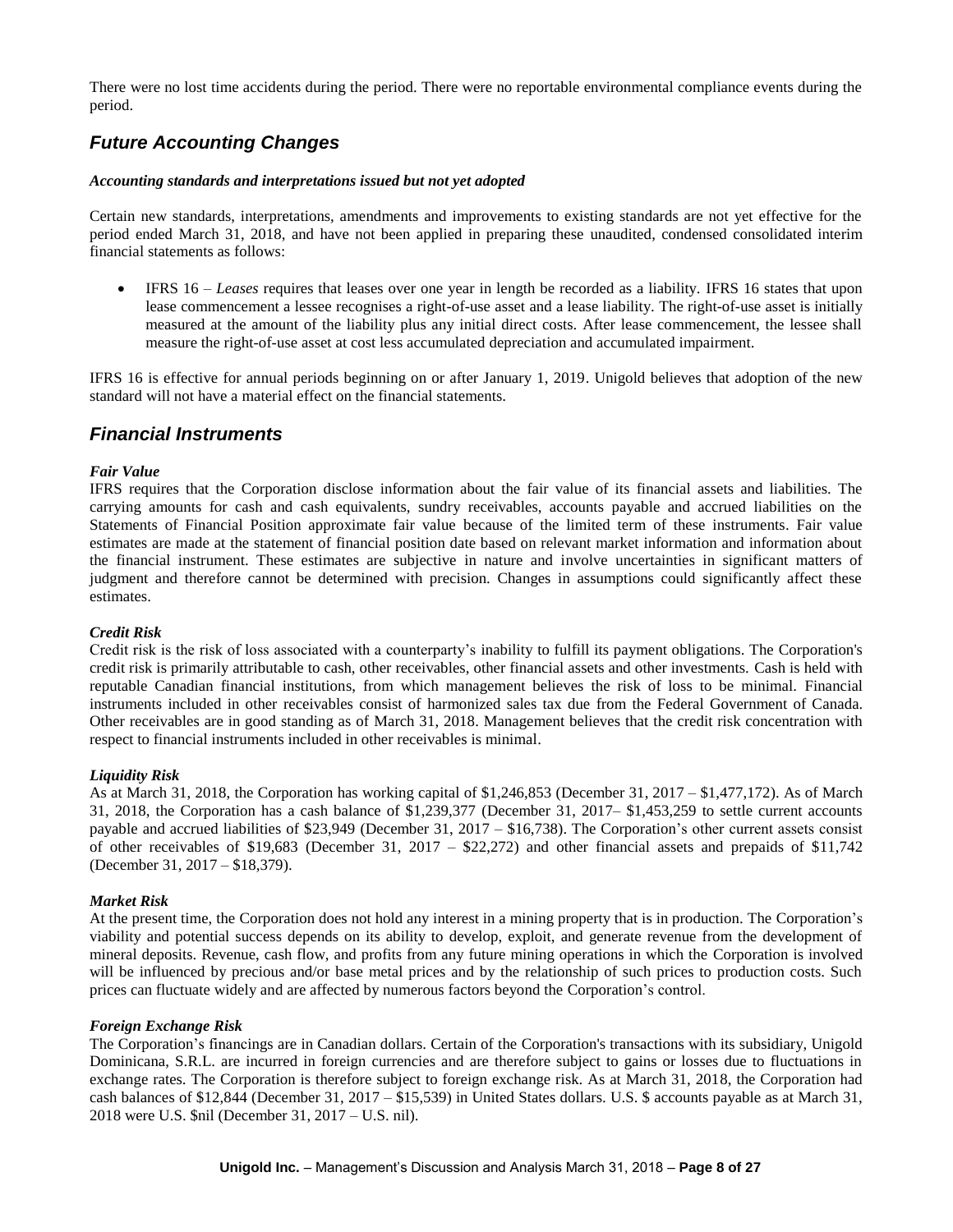There were no lost time accidents during the period. There were no reportable environmental compliance events during the period.

## *Future Accounting Changes*

***Accounting standards and interpretations issued but not yet adopted***

Certain new standards, interpretations, amendments and improvements to existing standards are not yet effective for the period ended March 31, 2018, and have not been applied in preparing these unaudited, condensed consolidated interim financial statements as follows:

- IFRS 16 – *Leases* requires that leases over one year in length be recorded as a liability. IFRS 16 states that upon lease commencement a lessee recognises a right-of-use asset and a lease liability. The right-of-use asset is initially measured at the amount of the liability plus any initial direct costs. After lease commencement, the lessee shall measure the right-of-use asset at cost less accumulated depreciation and accumulated impairment.

IFRS 16 is effective for annual periods beginning on or after January 1, 2019. Unigold believes that adoption of the new standard will not have a material effect on the financial statements.

## *Financial Instruments*

***Fair Value***

IFRS requires that the Corporation disclose information about the fair value of its financial assets and liabilities. The carrying amounts for cash and cash equivalents, sundry receivables, accounts payable and accrued liabilities on the Statements of Financial Position approximate fair value because of the limited term of these instruments. Fair value estimates are made at the statement of financial position date based on relevant market information and information about the financial instrument. These estimates are subjective in nature and involve uncertainties in significant matters of judgment and therefore cannot be determined with precision. Changes in assumptions could significantly affect these estimates.

***Credit Risk***

Credit risk is the risk of loss associated with a counterparty's inability to fulfill its payment obligations. The Corporation's credit risk is primarily attributable to cash, other receivables, other financial assets and other investments. Cash is held with reputable Canadian financial institutions, from which management believes the risk of loss to be minimal. Financial instruments included in other receivables consist of harmonized sales tax due from the Federal Government of Canada. Other receivables are in good standing as of March 31, 2018. Management believes that the credit risk concentration with respect to financial instruments included in other receivables is minimal.

***Liquidity Risk***

As at March 31, 2018, the Corporation has working capital of $1,246,853 (December 31, 2017 – $1,477,172). As of March 31, 2018, the Corporation has a cash balance of $1,239,377 (December 31, 2017– $1,453,259 to settle current accounts payable and accrued liabilities of $23,949 (December 31, 2017 – $16,738). The Corporation's other current assets consist of other receivables of $19,683 (December 31, 2017 – $22,272) and other financial assets and prepaids of $11,742 (December 31, 2017 – $18,379).

***Market Risk***

At the present time, the Corporation does not hold any interest in a mining property that is in production. The Corporation's viability and potential success depends on its ability to develop, exploit, and generate revenue from the development of mineral deposits. Revenue, cash flow, and profits from any future mining operations in which the Corporation is involved will be influenced by precious and/or base metal prices and by the relationship of such prices to production costs. Such prices can fluctuate widely and are affected by numerous factors beyond the Corporation's control.

***Foreign Exchange Risk***

The Corporation's financings are in Canadian dollars. Certain of the Corporation's transactions with its subsidiary, Unigold Dominicana, S.R.L. are incurred in foreign currencies and are therefore subject to gains or losses due to fluctuations in exchange rates. The Corporation is therefore subject to foreign exchange risk. As at March 31, 2018, the Corporation had cash balances of $12,844 (December 31, 2017 – $15,539) in United States dollars. U.S. $ accounts payable as at March 31, 2018 were U.S. $nil (December 31, 2017 – U.S. nil).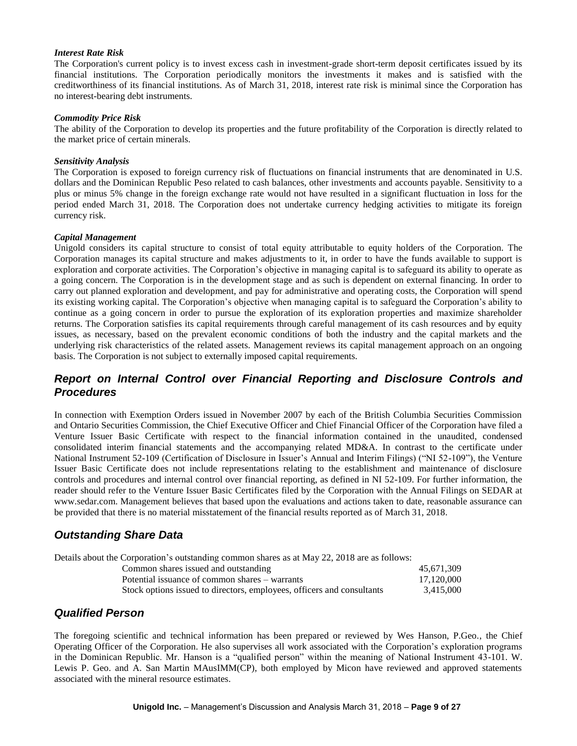***Interest Rate Risk***

The Corporation's current policy is to invest excess cash in investment-grade short-term deposit certificates issued by its financial institutions. The Corporation periodically monitors the investments it makes and is satisfied with the creditworthiness of its financial institutions. As of March 31, 2018, interest rate risk is minimal since the Corporation has no interest-bearing debt instruments.

***Commodity Price Risk***

The ability of the Corporation to develop its properties and the future profitability of the Corporation is directly related to the market price of certain minerals.

***Sensitivity Analysis***

The Corporation is exposed to foreign currency risk of fluctuations on financial instruments that are denominated in U.S. dollars and the Dominican Republic Peso related to cash balances, other investments and accounts payable. Sensitivity to a plus or minus 5% change in the foreign exchange rate would not have resulted in a significant fluctuation in loss for the period ended March 31, 2018. The Corporation does not undertake currency hedging activities to mitigate its foreign currency risk.

***Capital Management***

Unigold considers its capital structure to consist of total equity attributable to equity holders of the Corporation. The Corporation manages its capital structure and makes adjustments to it, in order to have the funds available to support is exploration and corporate activities. The Corporation's objective in managing capital is to safeguard its ability to operate as a going concern. The Corporation is in the development stage and as such is dependent on external financing. In order to carry out planned exploration and development, and pay for administrative and operating costs, the Corporation will spend its existing working capital. The Corporation's objective when managing capital is to safeguard the Corporation's ability to continue as a going concern in order to pursue the exploration of its exploration properties and maximize shareholder returns. The Corporation satisfies its capital requirements through careful management of its cash resources and by equity issues, as necessary, based on the prevalent economic conditions of both the industry and the capital markets and the underlying risk characteristics of the related assets. Management reviews its capital management approach on an ongoing basis. The Corporation is not subject to externally imposed capital requirements.

## *Report on Internal Control over Financial Reporting and Disclosure Controls and Procedures*

In connection with Exemption Orders issued in November 2007 by each of the British Columbia Securities Commission and Ontario Securities Commission, the Chief Executive Officer and Chief Financial Officer of the Corporation have filed a Venture Issuer Basic Certificate with respect to the financial information contained in the unaudited, condensed consolidated interim financial statements and the accompanying related MD&A. In contrast to the certificate under National Instrument 52-109 (Certification of Disclosure in Issuer's Annual and Interim Filings) ("NI 52-109"), the Venture Issuer Basic Certificate does not include representations relating to the establishment and maintenance of disclosure controls and procedures and internal control over financial reporting, as defined in NI 52-109. For further information, the reader should refer to the Venture Issuer Basic Certificates filed by the Corporation with the Annual Filings on SEDAR at www.sedar.com. Management believes that based upon the evaluations and actions taken to date, reasonable assurance can be provided that there is no material misstatement of the financial results reported as of March 31, 2018.

## *Outstanding Share Data*

Details about the Corporation's outstanding common shares as at May 22, 2018 are as follows:

| | |
|---|---|
| Common shares issued and outstanding | 45,671,309 |
| Potential issuance of common shares – warrants | 17,120,000 |
| Stock options issued to directors, employees, officers and consultants | 3,415,000 |

## *Qualified Person*

The foregoing scientific and technical information has been prepared or reviewed by Wes Hanson, P.Geo., the Chief Operating Officer of the Corporation. He also supervises all work associated with the Corporation's exploration programs in the Dominican Republic. Mr. Hanson is a "qualified person" within the meaning of National Instrument 43-101. W. Lewis P. Geo. and A. San Martin MAusIMM(CP), both employed by Micon have reviewed and approved statements associated with the mineral resource estimates.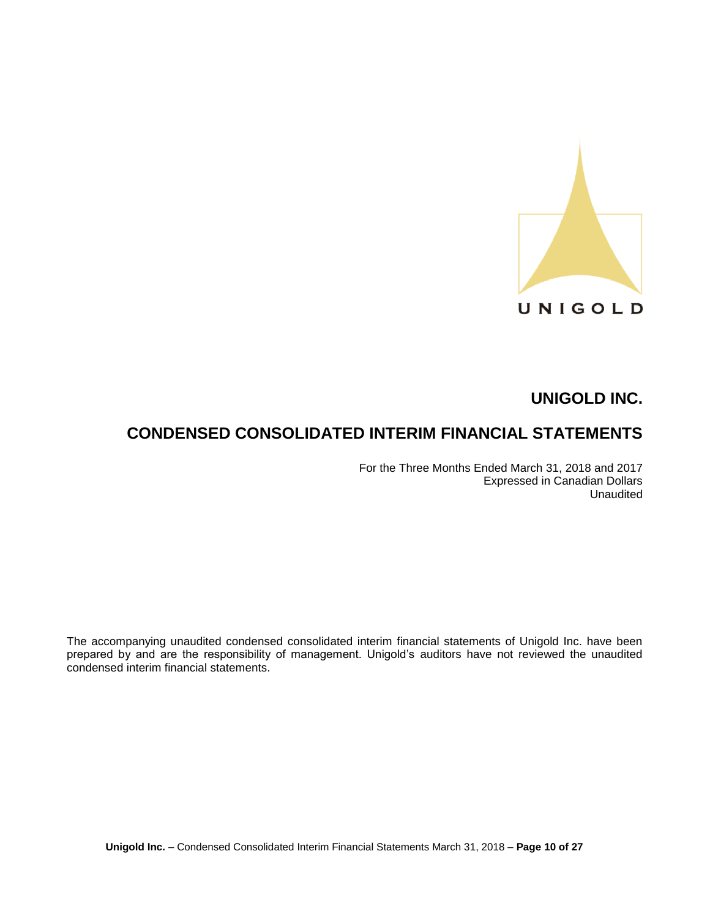UNIGOLD

# UNIGOLD INC.

# CONDENSED CONSOLIDATED INTERIM FINANCIAL STATEMENTS

For the Three Months Ended March 31, 2018 and 2017
Expressed in Canadian Dollars
Unaudited

The accompanying unaudited condensed consolidated interim financial statements of Unigold Inc. have been prepared by and are the responsibility of management. Unigold's auditors have not reviewed the unaudited condensed interim financial statements.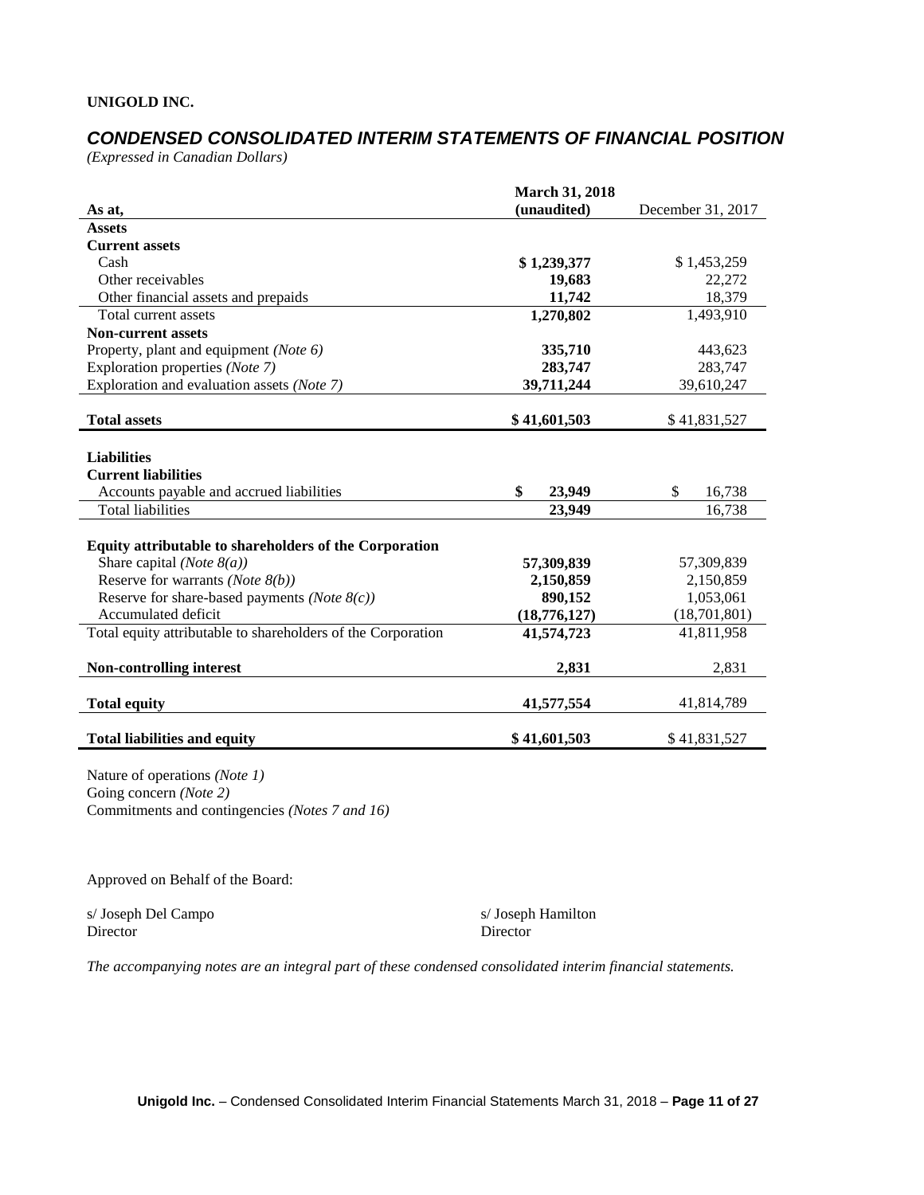**UNIGOLD INC.**

## *CONDENSED CONSOLIDATED INTERIM STATEMENTS OF FINANCIAL POSITION*

*(Expressed in Canadian Dollars)*

| As at, | March 31, 2018 (unaudited) | December 31, 2017 |
|---|---|---|
| **Assets** | | |
| **Current assets** | | |
| Cash | **$ 1,239,377** | $ 1,453,259 |
| Other receivables | **19,683** | 22,272 |
| Other financial assets and prepaids | **11,742** | 18,379 |
| Total current assets | **1,270,802** | 1,493,910 |
| **Non-current assets** | | |
| Property, plant and equipment *(Note 6)* | **335,710** | 443,623 |
| Exploration properties *(Note 7)* | **283,747** | 283,747 |
| Exploration and evaluation assets *(Note 7)* | **39,711,244** | 39,610,247 |
| **Total assets** | **$ 41,601,503** | $ 41,831,527 |
| **Liabilities** | | |
| **Current liabilities** | | |
| Accounts payable and accrued liabilities | **$ 23,949** | $ 16,738 |
| Total liabilities | **23,949** | 16,738 |
| **Equity attributable to shareholders of the Corporation** | | |
| Share capital *(Note 8(a))* | **57,309,839** | 57,309,839 |
| Reserve for warrants *(Note 8(b))* | **2,150,859** | 2,150,859 |
| Reserve for share-based payments *(Note 8(c))* | **890,152** | 1,053,061 |
| Accumulated deficit | **(18,776,127)** | (18,701,801) |
| Total equity attributable to shareholders of the Corporation | **41,574,723** | 41,811,958 |
| **Non-controlling interest** | **2,831** | 2,831 |
| **Total equity** | **41,577,554** | 41,814,789 |
| **Total liabilities and equity** | **$ 41,601,503** | $ 41,831,527 |

Nature of operations *(Note 1)*
Going concern *(Note 2)*
Commitments and contingencies *(Notes 7 and 16)*

Approved on Behalf of the Board:

s/ Joseph Del Campo
Director

s/ Joseph Hamilton
Director

*The accompanying notes are an integral part of these condensed consolidated interim financial statements.*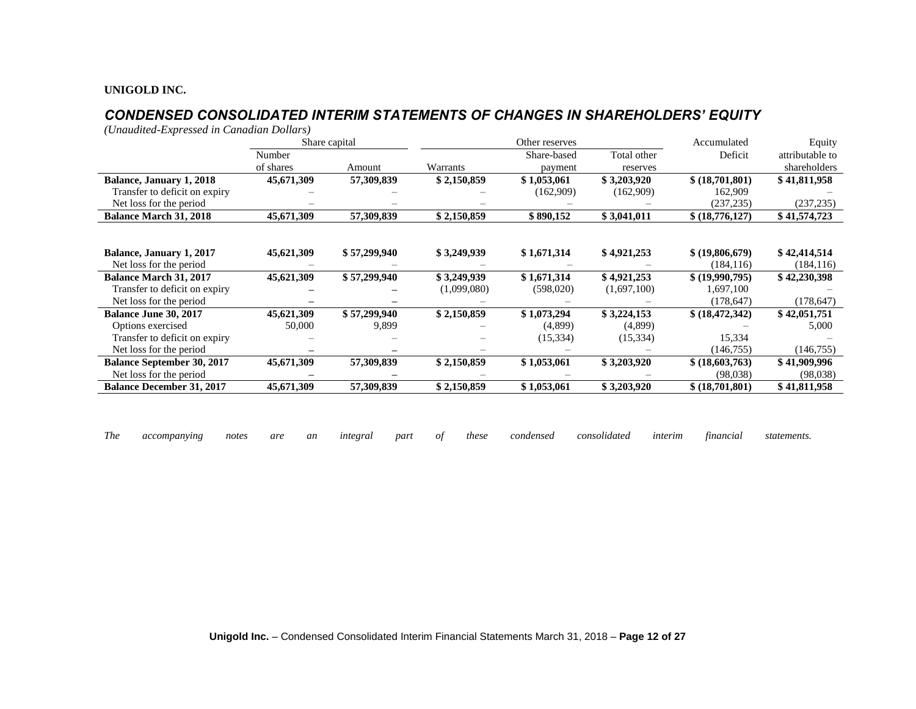**UNIGOLD INC.**

## *CONDENSED CONSOLIDATED INTERIM STATEMENTS OF CHANGES IN SHAREHOLDERS' EQUITY*

*(Unaudited-Expressed in Canadian Dollars)*

| | Share capital | | Other reserves | | | Accumulated | Equity |
|---|---|---|---|---|---|---|---|
| | Number of shares | Amount | Warrants | Share-based payment | Total other reserves | Deficit | attributable to shareholders |
| **Balance, January 1, 2018** | **45,671,309** | **57,309,839** | **$ 2,150,859** | **$ 1,053,061** | **$ 3,203,920** | **$ (18,701,801)** | **$ 41,811,958** |
| Transfer to deficit on expiry | – | – | – | (162,909) | (162,909) | 162,909 | – |
| Net loss for the period | – | – | – | – | – | (237,235) | (237,235) |
| **Balance March 31, 2018** | **45,671,309** | **57,309,839** | **$ 2,150,859** | **$ 890,152** | **$ 3,041,011** | **$ (18,776,127)** | **$ 41,574,723** |
| | | | | | | | |
| **Balance, January 1, 2017** | **45,621,309** | **$ 57,299,940** | **$ 3,249,939** | **$ 1,671,314** | **$ 4,921,253** | **$ (19,806,679)** | **$ 42,414,514** |
| Net loss for the period | – | – | – | – | – | (184,116) | (184,116) |
| **Balance March 31, 2017** | **45,621,309** | **$ 57,299,940** | **$ 3,249,939** | **$ 1,671,314** | **$ 4,921,253** | **$ (19,990,795)** | **$ 42,230,398** |
| Transfer to deficit on expiry | – | – | (1,099,080) | (598,020) | (1,697,100) | 1,697,100 | – |
| Net loss for the period | – | – | – | – | – | (178,647) | (178,647) |
| **Balance June 30, 2017** | **45,621,309** | **$ 57,299,940** | **$ 2,150,859** | **$ 1,073,294** | **$ 3,224,153** | **$ (18,472,342)** | **$ 42,051,751** |
| Options exercised | 50,000 | 9,899 | – | (4,899) | (4,899) | – | 5,000 |
| Transfer to deficit on expiry | – | – | – | (15,334) | (15,334) | 15,334 | – |
| Net loss for the period | – | – | – | – | – | (146,755) | (146,755) |
| **Balance September 30, 2017** | **45,671,309** | **57,309,839** | **$ 2,150,859** | **$ 1,053,061** | **$ 3,203,920** | **$ (18,603,763)** | **$ 41,909,996** |
| Net loss for the period | – | – | – | – | – | (98,038) | (98,038) |
| **Balance December 31, 2017** | **45,671,309** | **57,309,839** | **$ 2,150,859** | **$ 1,053,061** | **$ 3,203,920** | **$ (18,701,801)** | **$ 41,811,958** |

*The accompanying notes are an integral part of these condensed consolidated interim financial statements.*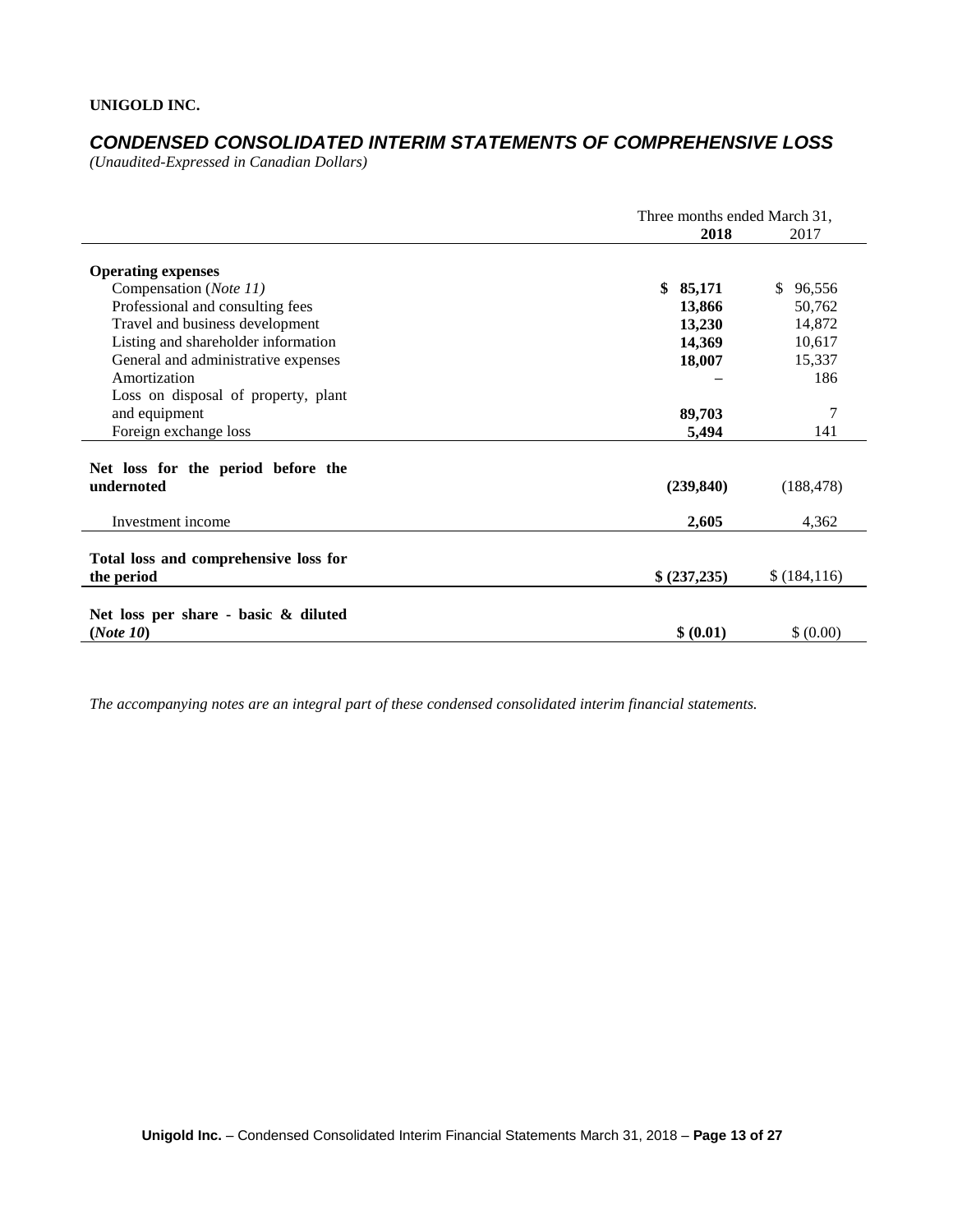**UNIGOLD INC.**

## *CONDENSED CONSOLIDATED INTERIM STATEMENTS OF COMPREHENSIVE LOSS*

*(Unaudited-Expressed in Canadian Dollars)*

| | Three months ended March 31, | |
|---|---|---|
| | **2018** | 2017 |
| **Operating expenses** | | |
| Compensation (*Note 11*) | **$ 85,171** | $ 96,556 |
| Professional and consulting fees | **13,866** | 50,762 |
| Travel and business development | **13,230** | 14,872 |
| Listing and shareholder information | **14,369** | 10,617 |
| General and administrative expenses | **18,007** | 15,337 |
| Amortization | **–** | 186 |
| Loss on disposal of property, plant and equipment | **89,703** | 7 |
| Foreign exchange loss | **5,494** | 141 |
| **Net loss for the period before the undernoted** | **(239,840)** | (188,478) |
| Investment income | **2,605** | 4,362 |
| **Total loss and comprehensive loss for the period** | **$ (237,235)** | $ (184,116) |
| **Net loss per share - basic & diluted (*Note 10*)** | **$ (0.01)** | $ (0.00) |

*The accompanying notes are an integral part of these condensed consolidated interim financial statements.*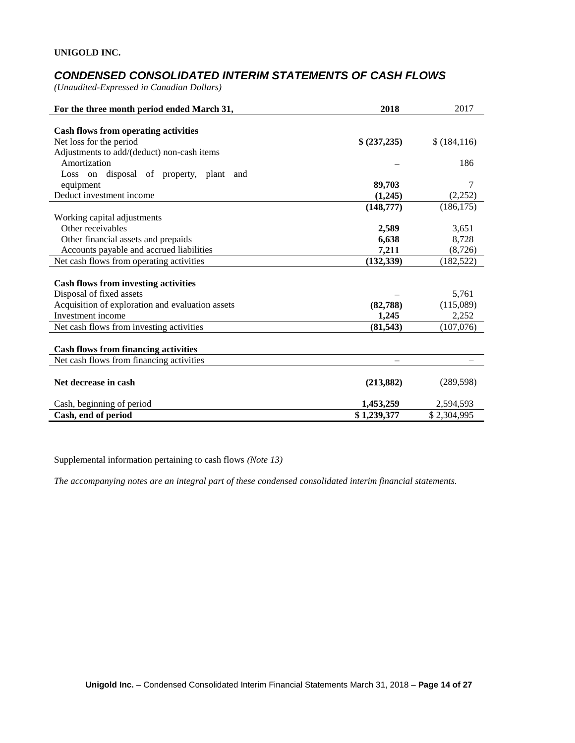**UNIGOLD INC.**

## *CONDENSED CONSOLIDATED INTERIM STATEMENTS OF CASH FLOWS*

*(Unaudited-Expressed in Canadian Dollars)*

| For the three month period ended March 31, | 2018 | 2017 |
|---|---|---|
| **Cash flows from operating activities** | | |
| Net loss for the period | **$ (237,235)** | $ (184,116) |
| Adjustments to add/(deduct) non-cash items | | |
| Amortization | **–** | 186 |
| Loss on disposal of property, plant and equipment | **89,703** | 7 |
| Deduct investment income | **(1,245)** | (2,252) |
| | **(148,777)** | (186,175) |
| Working capital adjustments | | |
| Other receivables | **2,589** | 3,651 |
| Other financial assets and prepaids | **6,638** | 8,728 |
| Accounts payable and accrued liabilities | **7,211** | (8,726) |
| Net cash flows from operating activities | **(132,339)** | (182,522) |
| **Cash flows from investing activities** | | |
| Disposal of fixed assets | **–** | 5,761 |
| Acquisition of exploration and evaluation assets | **(82,788)** | (115,089) |
| Investment income | **1,245** | 2,252 |
| Net cash flows from investing activities | **(81,543)** | (107,076) |
| **Cash flows from financing activities** | | |
| Net cash flows from financing activities | **–** | – |
| **Net decrease in cash** | **(213,882)** | (289,598) |
| Cash, beginning of period | **1,453,259** | 2,594,593 |
| **Cash, end of period** | **$ 1,239,377** | $ 2,304,995 |

Supplemental information pertaining to cash flows *(Note 13)*

*The accompanying notes are an integral part of these condensed consolidated interim financial statements.*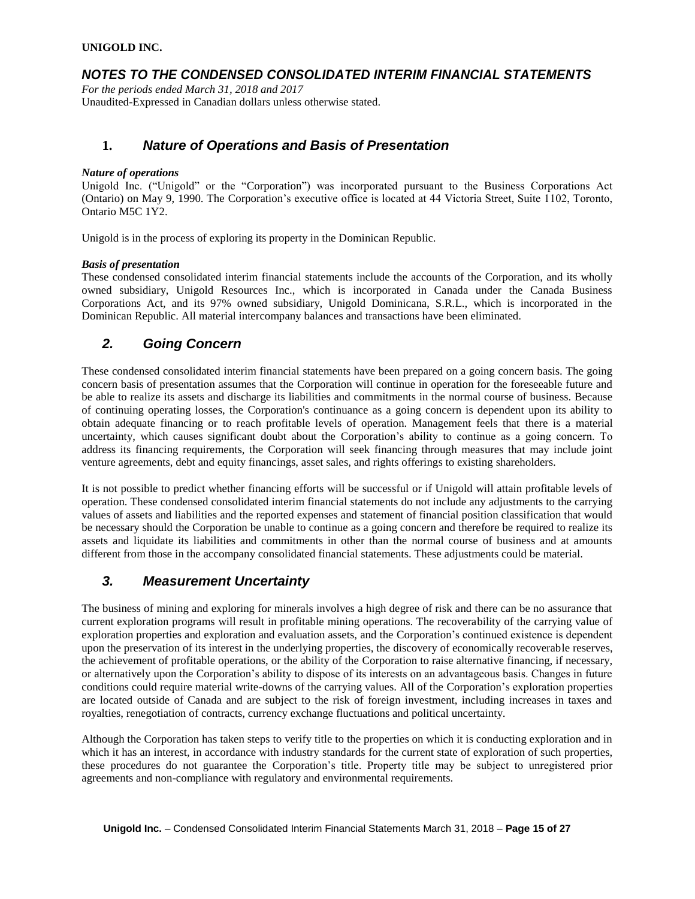# UNIGOLD INC.

## *NOTES TO THE CONDENSED CONSOLIDATED INTERIM FINANCIAL STATEMENTS*

*For the periods ended March 31, 2018 and 2017*
Unaudited-Expressed in Canadian dollars unless otherwise stated.

## 1. *Nature of Operations and Basis of Presentation*

***Nature of operations***
Unigold Inc. ("Unigold" or the "Corporation") was incorporated pursuant to the Business Corporations Act (Ontario) on May 9, 1990. The Corporation's executive office is located at 44 Victoria Street, Suite 1102, Toronto, Ontario M5C 1Y2.

Unigold is in the process of exploring its property in the Dominican Republic.

***Basis of presentation***
These condensed consolidated interim financial statements include the accounts of the Corporation, and its wholly owned subsidiary, Unigold Resources Inc., which is incorporated in Canada under the Canada Business Corporations Act, and its 97% owned subsidiary, Unigold Dominicana, S.R.L., which is incorporated in the Dominican Republic. All material intercompany balances and transactions have been eliminated.

## *2. Going Concern*

These condensed consolidated interim financial statements have been prepared on a going concern basis. The going concern basis of presentation assumes that the Corporation will continue in operation for the foreseeable future and be able to realize its assets and discharge its liabilities and commitments in the normal course of business. Because of continuing operating losses, the Corporation's continuance as a going concern is dependent upon its ability to obtain adequate financing or to reach profitable levels of operation. Management feels that there is a material uncertainty, which causes significant doubt about the Corporation's ability to continue as a going concern. To address its financing requirements, the Corporation will seek financing through measures that may include joint venture agreements, debt and equity financings, asset sales, and rights offerings to existing shareholders.

It is not possible to predict whether financing efforts will be successful or if Unigold will attain profitable levels of operation. These condensed consolidated interim financial statements do not include any adjustments to the carrying values of assets and liabilities and the reported expenses and statement of financial position classification that would be necessary should the Corporation be unable to continue as a going concern and therefore be required to realize its assets and liquidate its liabilities and commitments in other than the normal course of business and at amounts different from those in the accompany consolidated financial statements. These adjustments could be material.

## *3. Measurement Uncertainty*

The business of mining and exploring for minerals involves a high degree of risk and there can be no assurance that current exploration programs will result in profitable mining operations. The recoverability of the carrying value of exploration properties and exploration and evaluation assets, and the Corporation's continued existence is dependent upon the preservation of its interest in the underlying properties, the discovery of economically recoverable reserves, the achievement of profitable operations, or the ability of the Corporation to raise alternative financing, if necessary, or alternatively upon the Corporation's ability to dispose of its interests on an advantageous basis. Changes in future conditions could require material write-downs of the carrying values. All of the Corporation's exploration properties are located outside of Canada and are subject to the risk of foreign investment, including increases in taxes and royalties, renegotiation of contracts, currency exchange fluctuations and political uncertainty.

Although the Corporation has taken steps to verify title to the properties on which it is conducting exploration and in which it has an interest, in accordance with industry standards for the current state of exploration of such properties, these procedures do not guarantee the Corporation's title. Property title may be subject to unregistered prior agreements and non-compliance with regulatory and environmental requirements.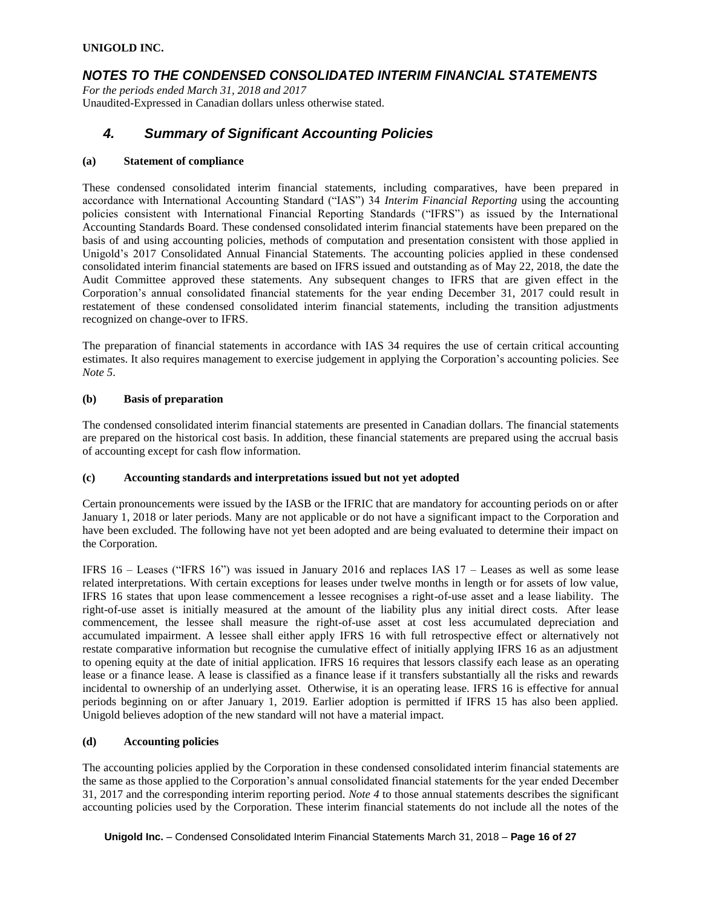# 4. Summary of Significant Accounting Policies

### (a) Statement of compliance

These condensed consolidated interim financial statements, including comparatives, have been prepared in accordance with International Accounting Standard ("IAS") 34 *Interim Financial Reporting* using the accounting policies consistent with International Financial Reporting Standards ("IFRS") as issued by the International Accounting Standards Board. These condensed consolidated interim financial statements have been prepared on the basis of and using accounting policies, methods of computation and presentation consistent with those applied in Unigold's 2017 Consolidated Annual Financial Statements. The accounting policies applied in these condensed consolidated interim financial statements are based on IFRS issued and outstanding as of May 22, 2018, the date the Audit Committee approved these statements. Any subsequent changes to IFRS that are given effect in the Corporation's annual consolidated financial statements for the year ending December 31, 2017 could result in restatement of these condensed consolidated interim financial statements, including the transition adjustments recognized on change-over to IFRS.

The preparation of financial statements in accordance with IAS 34 requires the use of certain critical accounting estimates. It also requires management to exercise judgement in applying the Corporation's accounting policies. See *Note 5*.

### (b) Basis of preparation

The condensed consolidated interim financial statements are presented in Canadian dollars. The financial statements are prepared on the historical cost basis. In addition, these financial statements are prepared using the accrual basis of accounting except for cash flow information.

### (c) Accounting standards and interpretations issued but not yet adopted

Certain pronouncements were issued by the IASB or the IFRIC that are mandatory for accounting periods on or after January 1, 2018 or later periods. Many are not applicable or do not have a significant impact to the Corporation and have been excluded. The following have not yet been adopted and are being evaluated to determine their impact on the Corporation.

IFRS 16 – Leases ("IFRS 16") was issued in January 2016 and replaces IAS 17 – Leases as well as some lease related interpretations. With certain exceptions for leases under twelve months in length or for assets of low value, IFRS 16 states that upon lease commencement a lessee recognises a right-of-use asset and a lease liability. The right-of-use asset is initially measured at the amount of the liability plus any initial direct costs. After lease commencement, the lessee shall measure the right-of-use asset at cost less accumulated depreciation and accumulated impairment. A lessee shall either apply IFRS 16 with full retrospective effect or alternatively not restate comparative information but recognise the cumulative effect of initially applying IFRS 16 as an adjustment to opening equity at the date of initial application. IFRS 16 requires that lessors classify each lease as an operating lease or a finance lease. A lease is classified as a finance lease if it transfers substantially all the risks and rewards incidental to ownership of an underlying asset. Otherwise, it is an operating lease. IFRS 16 is effective for annual periods beginning on or after January 1, 2019. Earlier adoption is permitted if IFRS 15 has also been applied. Unigold believes adoption of the new standard will not have a material impact.

### (d) Accounting policies

The accounting policies applied by the Corporation in these condensed consolidated interim financial statements are the same as those applied to the Corporation's annual consolidated financial statements for the year ended December 31, 2017 and the corresponding interim reporting period. *Note 4* to those annual statements describes the significant accounting policies used by the Corporation. These interim financial statements do not include all the notes of the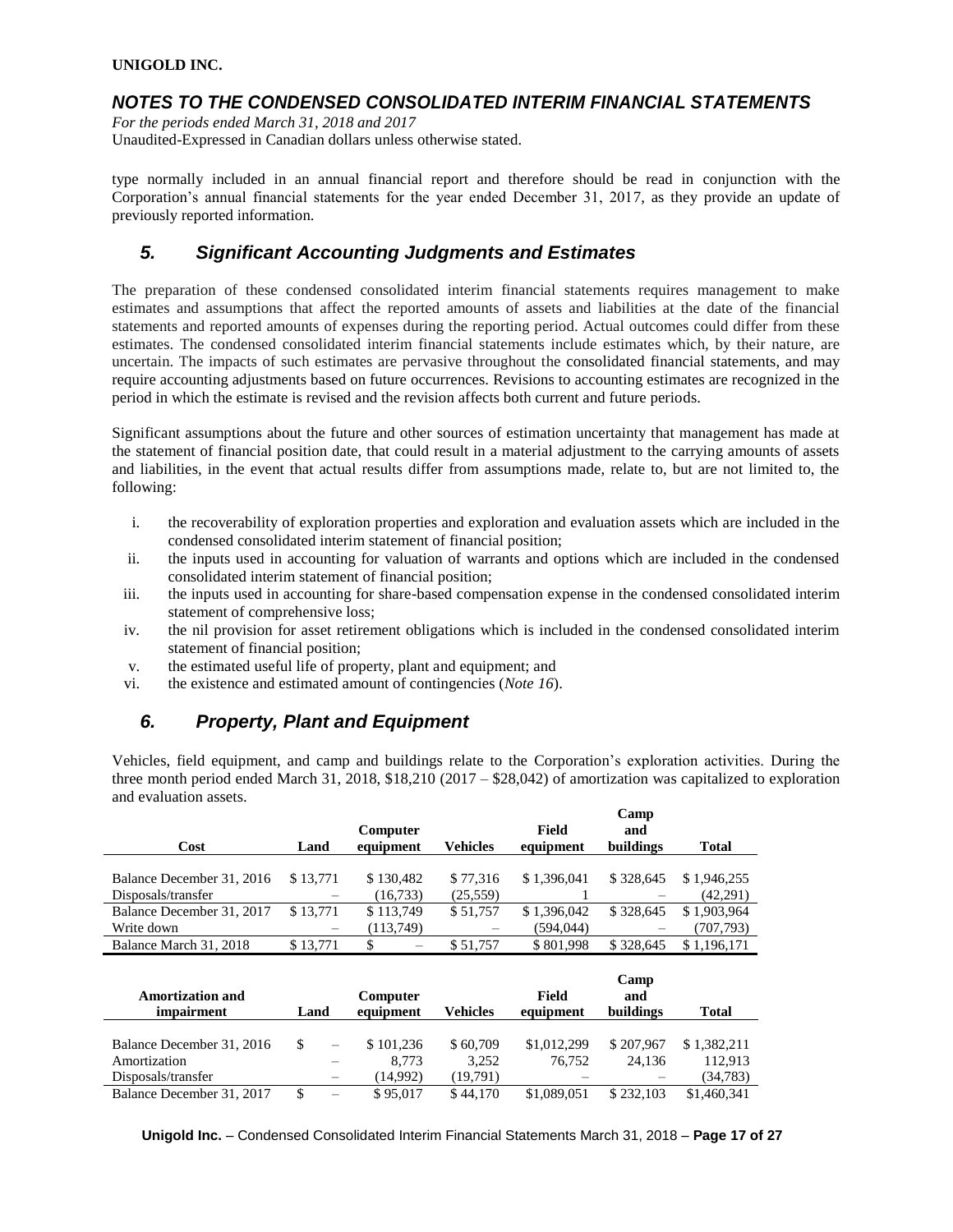type normally included in an annual financial report and therefore should be read in conjunction with the Corporation's annual financial statements for the year ended December 31, 2017, as they provide an update of previously reported information.

## 5. Significant Accounting Judgments and Estimates

The preparation of these condensed consolidated interim financial statements requires management to make estimates and assumptions that affect the reported amounts of assets and liabilities at the date of the financial statements and reported amounts of expenses during the reporting period. Actual outcomes could differ from these estimates. The condensed consolidated interim financial statements include estimates which, by their nature, are uncertain. The impacts of such estimates are pervasive throughout the consolidated financial statements, and may require accounting adjustments based on future occurrences. Revisions to accounting estimates are recognized in the period in which the estimate is revised and the revision affects both current and future periods.

Significant assumptions about the future and other sources of estimation uncertainty that management has made at the statement of financial position date, that could result in a material adjustment to the carrying amounts of assets and liabilities, in the event that actual results differ from assumptions made, relate to, but are not limited to, the following:

i. the recoverability of exploration properties and exploration and evaluation assets which are included in the condensed consolidated interim statement of financial position;
ii. the inputs used in accounting for valuation of warrants and options which are included in the condensed consolidated interim statement of financial position;
iii. the inputs used in accounting for share-based compensation expense in the condensed consolidated interim statement of comprehensive loss;
iv. the nil provision for asset retirement obligations which is included in the condensed consolidated interim statement of financial position;
v. the estimated useful life of property, plant and equipment; and
vi. the existence and estimated amount of contingencies (*Note 16*).

## 6. Property, Plant and Equipment

Vehicles, field equipment, and camp and buildings relate to the Corporation's exploration activities. During the three month period ended March 31, 2018, $18,210 (2017 – $28,042) of amortization was capitalized to exploration and evaluation assets.

| Cost | Land | Computer equipment | Vehicles | Field equipment | Camp and buildings | Total |
|---|---|---|---|---|---|---|
| Balance December 31, 2016 | $ 13,771 | $ 130,482 | $ 77,316 | $ 1,396,041 | $ 328,645 | $ 1,946,255 |
| Disposals/transfer | – | (16,733) | (25,559) | 1 | – | (42,291) |
| Balance December 31, 2017 | $ 13,771 | $ 113,749 | $ 51,757 | $ 1,396,042 | $ 328,645 | $ 1,903,964 |
| Write down | – | (113,749) | – | (594,044) | – | (707,793) |
| Balance March 31, 2018 | $ 13,771 | $ – | $ 51,757 | $ 801,998 | $ 328,645 | $ 1,196,171 |

| Amortization and impairment | Land | Computer equipment | Vehicles | Field equipment | Camp and buildings | Total |
|---|---|---|---|---|---|---|
| Balance December 31, 2016 | $ – | $ 101,236 | $ 60,709 | $1,012,299 | $ 207,967 | $ 1,382,211 |
| Amortization | – | 8,773 | 3,252 | 76,752 | 24,136 | 112,913 |
| Disposals/transfer | – | (14,992) | (19,791) | – | – | (34,783) |
| Balance December 31, 2017 | $ – | $ 95,017 | $ 44,170 | $1,089,051 | $ 232,103 | $1,460,341 |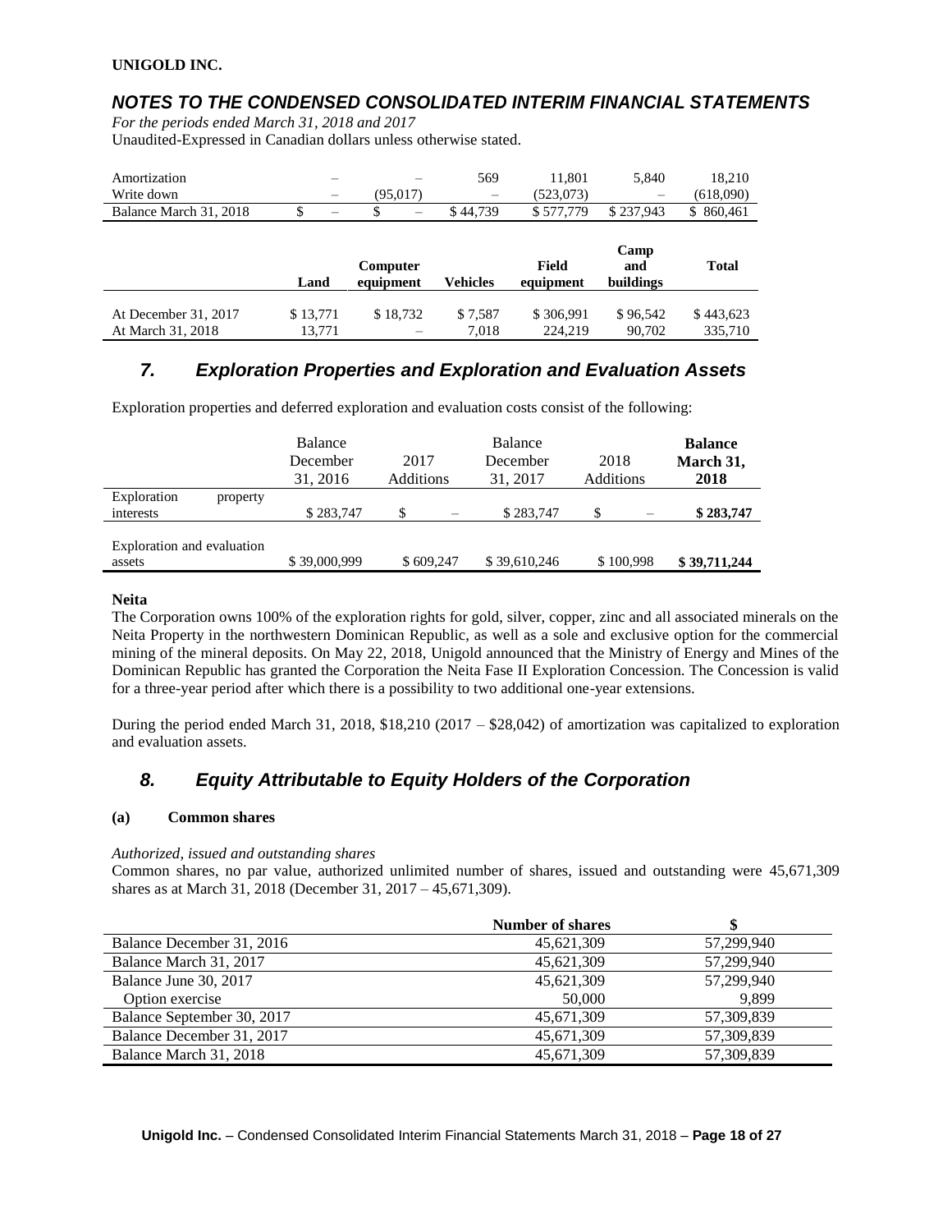**UNIGOLD INC.**

## *NOTES TO THE CONDENSED CONSOLIDATED INTERIM FINANCIAL STATEMENTS*

*For the periods ended March 31, 2018 and 2017*
Unaudited-Expressed in Canadian dollars unless otherwise stated.

| | | | | | | |
|---|---|---|---|---|---|---|
| Amortization | – | – | 569 | 11,801 | 5,840 | 18,210 |
| Write down | – | (95,017) | – | (523,073) | – | (618,090) |
| Balance March 31, 2018 | $ – | $ – | $ 44,739 | $ 577,779 | $ 237,943 | $ 860,461 |

| | Land | Computer equipment | Vehicles | Field equipment | Camp and buildings | Total |
|---|---|---|---|---|---|---|
| At December 31, 2017 | $ 13,771 | $ 18,732 | $ 7,587 | $ 306,991 | $ 96,542 | $ 443,623 |
| At March 31, 2018 | 13,771 | – | 7,018 | 224,219 | 90,702 | 335,710 |

## *7. Exploration Properties and Exploration and Evaluation Assets*

Exploration properties and deferred exploration and evaluation costs consist of the following:

| | Balance December 31, 2016 | 2017 Additions | Balance December 31, 2017 | 2018 Additions | **Balance March 31, 2018** |
|---|---|---|---|---|---|
| Exploration property interests | $ 283,747 | $ – | $ 283,747 | $ – | **$ 283,747** |
| Exploration and evaluation assets | $ 39,000,999 | $ 609,247 | $ 39,610,246 | $ 100,998 | **$ 39,711,244** |

**Neita**

The Corporation owns 100% of the exploration rights for gold, silver, copper, zinc and all associated minerals on the Neita Property in the northwestern Dominican Republic, as well as a sole and exclusive option for the commercial mining of the mineral deposits. On May 22, 2018, Unigold announced that the Ministry of Energy and Mines of the Dominican Republic has granted the Corporation the Neita Fase II Exploration Concession. The Concession is valid for a three-year period after which there is a possibility to two additional one-year extensions.

During the period ended March 31, 2018, $18,210 (2017 – $28,042) of amortization was capitalized to exploration and evaluation assets.

## *8. Equity Attributable to Equity Holders of the Corporation*

**(a) Common shares**

*Authorized, issued and outstanding shares*

Common shares, no par value, authorized unlimited number of shares, issued and outstanding were 45,671,309 shares as at March 31, 2018 (December 31, 2017 – 45,671,309).

| | Number of shares | $ |
|---|---|---|
| Balance December 31, 2016 | 45,621,309 | 57,299,940 |
| Balance March 31, 2017 | 45,621,309 | 57,299,940 |
| Balance June 30, 2017 | 45,621,309 | 57,299,940 |
| Option exercise | 50,000 | 9,899 |
| Balance September 30, 2017 | 45,671,309 | 57,309,839 |
| Balance December 31, 2017 | 45,671,309 | 57,309,839 |
| Balance March 31, 2018 | 45,671,309 | 57,309,839 |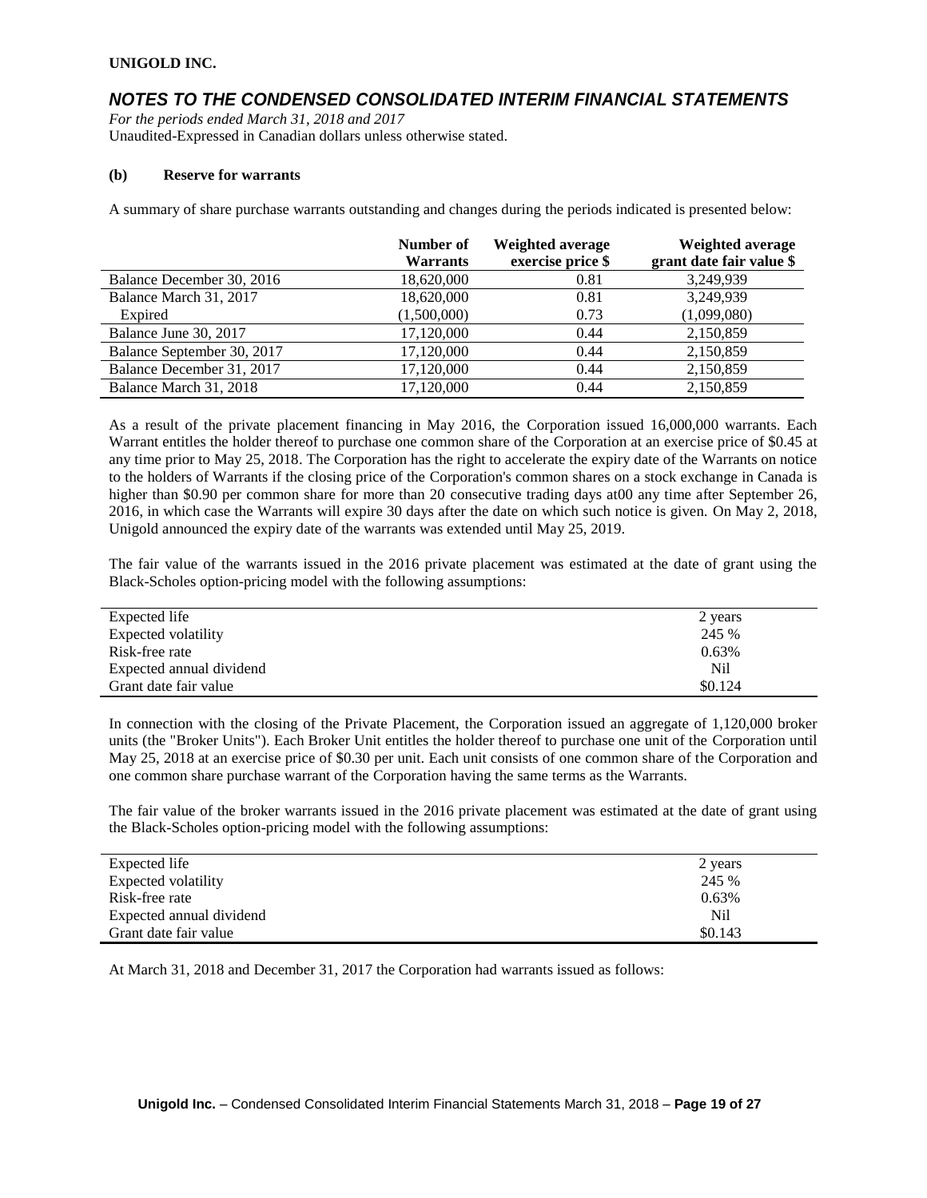**UNIGOLD INC.**

## *NOTES TO THE CONDENSED CONSOLIDATED INTERIM FINANCIAL STATEMENTS*

*For the periods ended March 31, 2018 and 2017*
Unaudited-Expressed in Canadian dollars unless otherwise stated.

### (b) Reserve for warrants

A summary of share purchase warrants outstanding and changes during the periods indicated is presented below:

| | Number of Warrants | Weighted average exercise price $ | Weighted average grant date fair value $ |
|---|---|---|---|
| Balance December 30, 2016 | 18,620,000 | 0.81 | 3,249,939 |
| Balance March 31, 2017 | 18,620,000 | 0.81 | 3,249,939 |
| Expired | (1,500,000) | 0.73 | (1,099,080) |
| Balance June 30, 2017 | 17,120,000 | 0.44 | 2,150,859 |
| Balance September 30, 2017 | 17,120,000 | 0.44 | 2,150,859 |
| Balance December 31, 2017 | 17,120,000 | 0.44 | 2,150,859 |
| Balance March 31, 2018 | 17,120,000 | 0.44 | 2,150,859 |

As a result of the private placement financing in May 2016, the Corporation issued 16,000,000 warrants. Each Warrant entitles the holder thereof to purchase one common share of the Corporation at an exercise price of $0.45 at any time prior to May 25, 2018. The Corporation has the right to accelerate the expiry date of the Warrants on notice to the holders of Warrants if the closing price of the Corporation's common shares on a stock exchange in Canada is higher than $0.90 per common share for more than 20 consecutive trading days at00 any time after September 26, 2016, in which case the Warrants will expire 30 days after the date on which such notice is given. On May 2, 2018, Unigold announced the expiry date of the warrants was extended until May 25, 2019.

The fair value of the warrants issued in the 2016 private placement was estimated at the date of grant using the Black-Scholes option-pricing model with the following assumptions:

| | |
|---|---|
| Expected life | 2 years |
| Expected volatility | 245 % |
| Risk-free rate | 0.63% |
| Expected annual dividend | Nil |
| Grant date fair value | $0.124 |

In connection with the closing of the Private Placement, the Corporation issued an aggregate of 1,120,000 broker units (the "Broker Units"). Each Broker Unit entitles the holder thereof to purchase one unit of the Corporation until May 25, 2018 at an exercise price of $0.30 per unit. Each unit consists of one common share of the Corporation and one common share purchase warrant of the Corporation having the same terms as the Warrants.

The fair value of the broker warrants issued in the 2016 private placement was estimated at the date of grant using the Black-Scholes option-pricing model with the following assumptions:

| | |
|---|---|
| Expected life | 2 years |
| Expected volatility | 245 % |
| Risk-free rate | 0.63% |
| Expected annual dividend | Nil |
| Grant date fair value | $0.143 |

At March 31, 2018 and December 31, 2017 the Corporation had warrants issued as follows: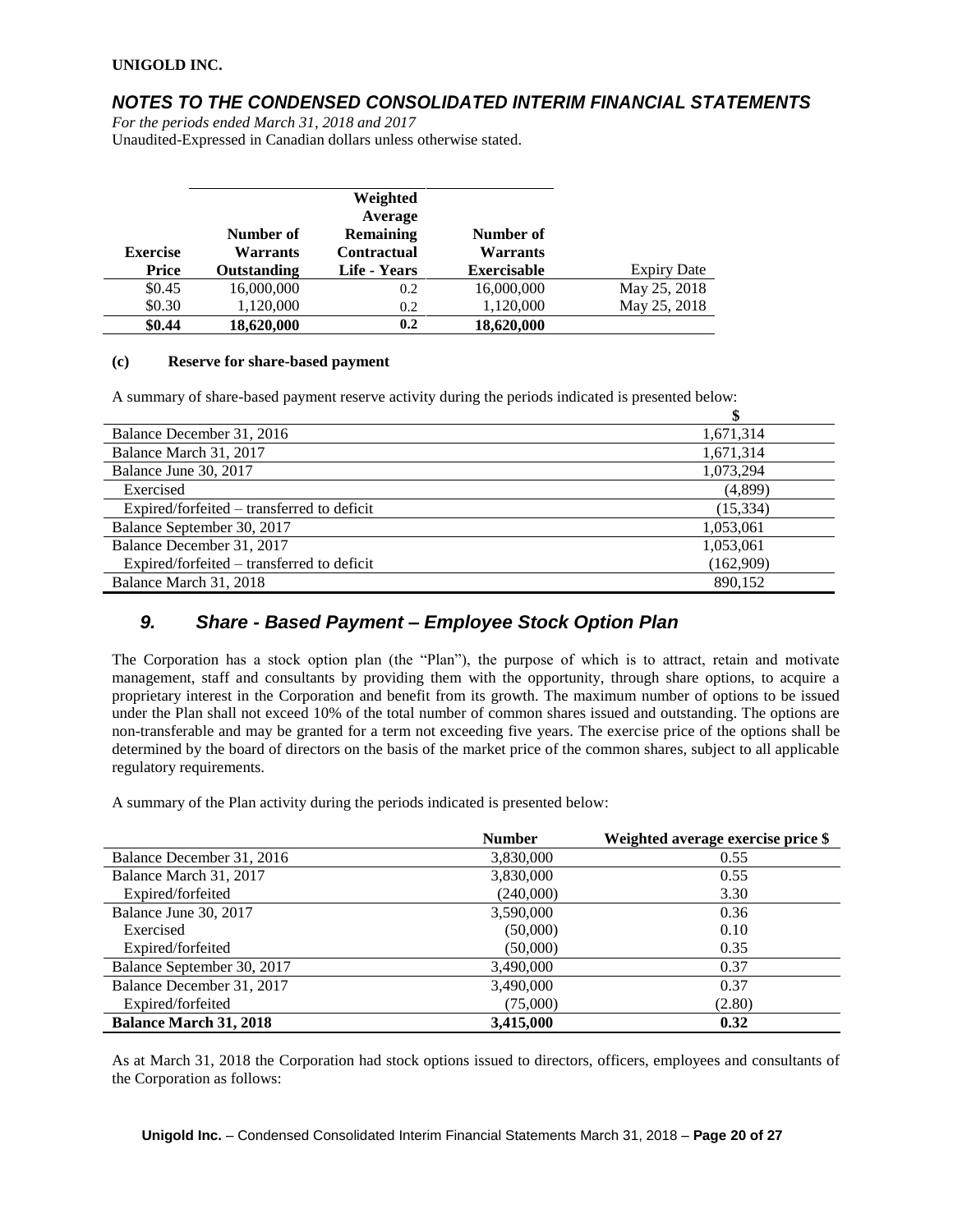**UNIGOLD INC.**

## *NOTES TO THE CONDENSED CONSOLIDATED INTERIM FINANCIAL STATEMENTS*

*For the periods ended March 31, 2018 and 2017*
Unaudited-Expressed in Canadian dollars unless otherwise stated.

| Exercise Price | Number of Warrants Outstanding | Weighted Average Remaining Contractual Life - Years | Number of Warrants Exercisable | Expiry Date |
|---|---|---|---|---|
| $0.45 | 16,000,000 | 0.2 | 16,000,000 | May 25, 2018 |
| $0.30 | 1,120,000 | 0.2 | 1,120,000 | May 25, 2018 |
| **$0.44** | **18,620,000** | **0.2** | **18,620,000** | |

**(c) Reserve for share-based payment**

A summary of share-based payment reserve activity during the periods indicated is presented below:

| | $ |
|---|---|
| Balance December 31, 2016 | 1,671,314 |
| Balance March 31, 2017 | 1,671,314 |
| Balance June 30, 2017 | 1,073,294 |
| Exercised | (4,899) |
| Expired/forfeited – transferred to deficit | (15,334) |
| Balance September 30, 2017 | 1,053,061 |
| Balance December 31, 2017 | 1,053,061 |
| Expired/forfeited – transferred to deficit | (162,909) |
| Balance March 31, 2018 | 890,152 |

## *9. Share - Based Payment – Employee Stock Option Plan*

The Corporation has a stock option plan (the "Plan"), the purpose of which is to attract, retain and motivate management, staff and consultants by providing them with the opportunity, through share options, to acquire a proprietary interest in the Corporation and benefit from its growth. The maximum number of options to be issued under the Plan shall not exceed 10% of the total number of common shares issued and outstanding. The options are non-transferable and may be granted for a term not exceeding five years. The exercise price of the options shall be determined by the board of directors on the basis of the market price of the common shares, subject to all applicable regulatory requirements.

A summary of the Plan activity during the periods indicated is presented below:

| | Number | Weighted average exercise price $ |
|---|---|---|
| Balance December 31, 2016 | 3,830,000 | 0.55 |
| Balance March 31, 2017 | 3,830,000 | 0.55 |
| Expired/forfeited | (240,000) | 3.30 |
| Balance June 30, 2017 | 3,590,000 | 0.36 |
| Exercised | (50,000) | 0.10 |
| Expired/forfeited | (50,000) | 0.35 |
| Balance September 30, 2017 | 3,490,000 | 0.37 |
| Balance December 31, 2017 | 3,490,000 | 0.37 |
| Expired/forfeited | (75,000) | (2.80) |
| **Balance March 31, 2018** | **3,415,000** | **0.32** |

As at March 31, 2018 the Corporation had stock options issued to directors, officers, employees and consultants of the Corporation as follows: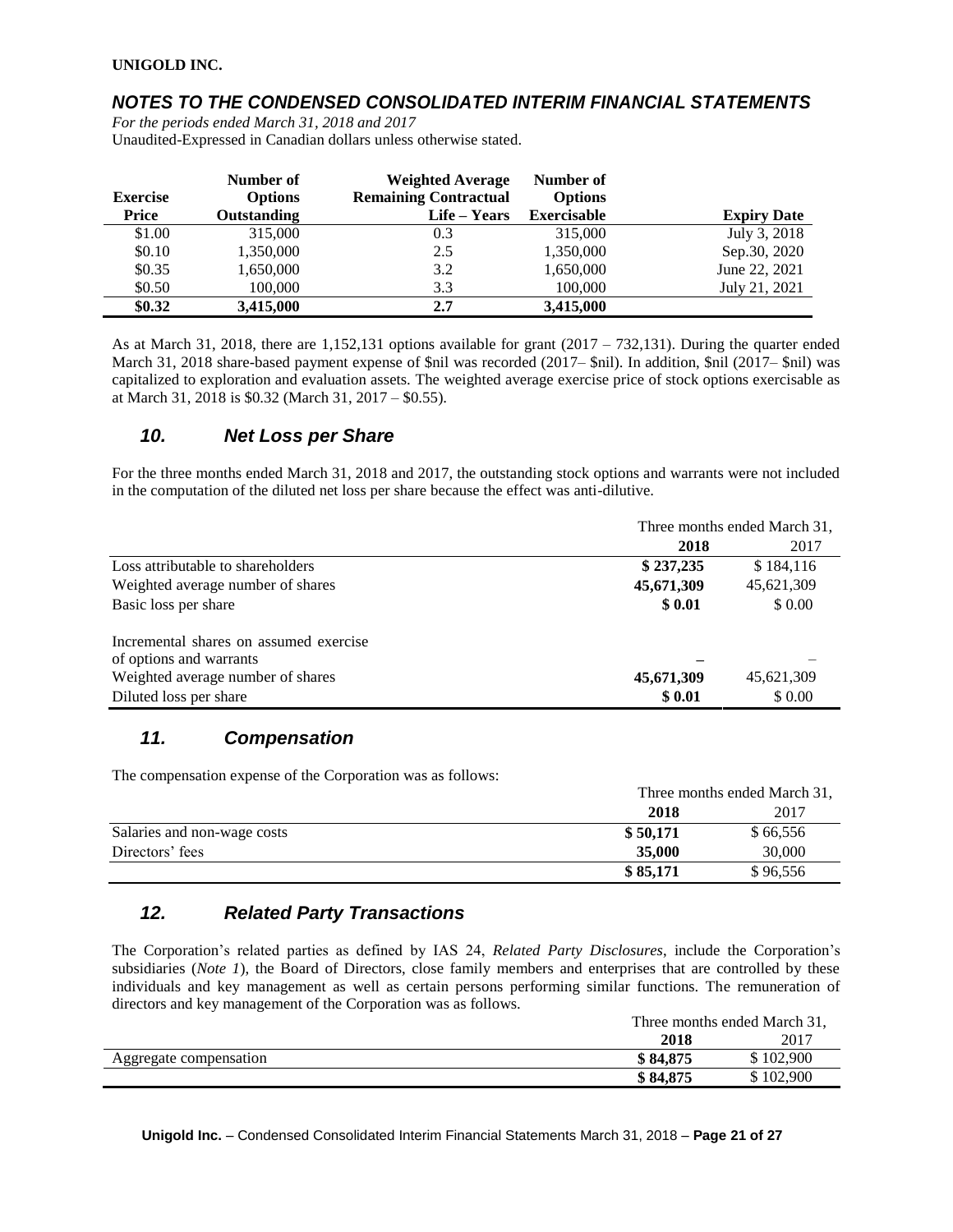| Exercise Price | Number of Options Outstanding | Weighted Average Remaining Contractual Life – Years | Number of Options Exercisable | Expiry Date |
|---|---|---|---|---|
| \$1.00 | 315,000 | 0.3 | 315,000 | July 3, 2018 |
| \$0.10 | 1,350,000 | 2.5 | 1,350,000 | Sep.30, 2020 |
| \$0.35 | 1,650,000 | 3.2 | 1,650,000 | June 22, 2021 |
| \$0.50 | 100,000 | 3.3 | 100,000 | July 21, 2021 |
| **\$0.32** | **3,415,000** | **2.7** | **3,415,000** | |

As at March 31, 2018, there are 1,152,131 options available for grant (2017 – 732,131). During the quarter ended March 31, 2018 share-based payment expense of \$nil was recorded (2017– \$nil). In addition, \$nil (2017– \$nil) was capitalized to exploration and evaluation assets. The weighted average exercise price of stock options exercisable as at March 31, 2018 is \$0.32 (March 31, 2017 – \$0.55).

## *10. Net Loss per Share*

For the three months ended March 31, 2018 and 2017, the outstanding stock options and warrants were not included in the computation of the diluted net loss per share because the effect was anti-dilutive.

| | Three months ended March 31, | |
|---|---|---|
| | **2018** | 2017 |
| Loss attributable to shareholders | **\$ 237,235** | \$ 184,116 |
| Weighted average number of shares | **45,671,309** | 45,621,309 |
| Basic loss per share | **\$ 0.01** | \$ 0.00 |
| Incremental shares on assumed exercise of options and warrants | **–** | – |
| Weighted average number of shares | **45,671,309** | 45,621,309 |
| Diluted loss per share | **\$ 0.01** | \$ 0.00 |

## *11. Compensation*

The compensation expense of the Corporation was as follows:

| | Three months ended March 31, | |
|---|---|---|
| | **2018** | 2017 |
| Salaries and non-wage costs | **\$ 50,171** | \$ 66,556 |
| Directors' fees | **35,000** | 30,000 |
| | **\$ 85,171** | \$ 96,556 |

## *12. Related Party Transactions*

The Corporation's related parties as defined by IAS 24, *Related Party Disclosures*, include the Corporation's subsidiaries (*Note 1*), the Board of Directors, close family members and enterprises that are controlled by these individuals and key management as well as certain persons performing similar functions. The remuneration of directors and key management of the Corporation was as follows.

| | Three months ended March 31, | |
|---|---|---|
| | **2018** | 2017 |
| Aggregate compensation | **\$ 84,875** | \$ 102,900 |
| | **\$ 84,875** | \$ 102,900 |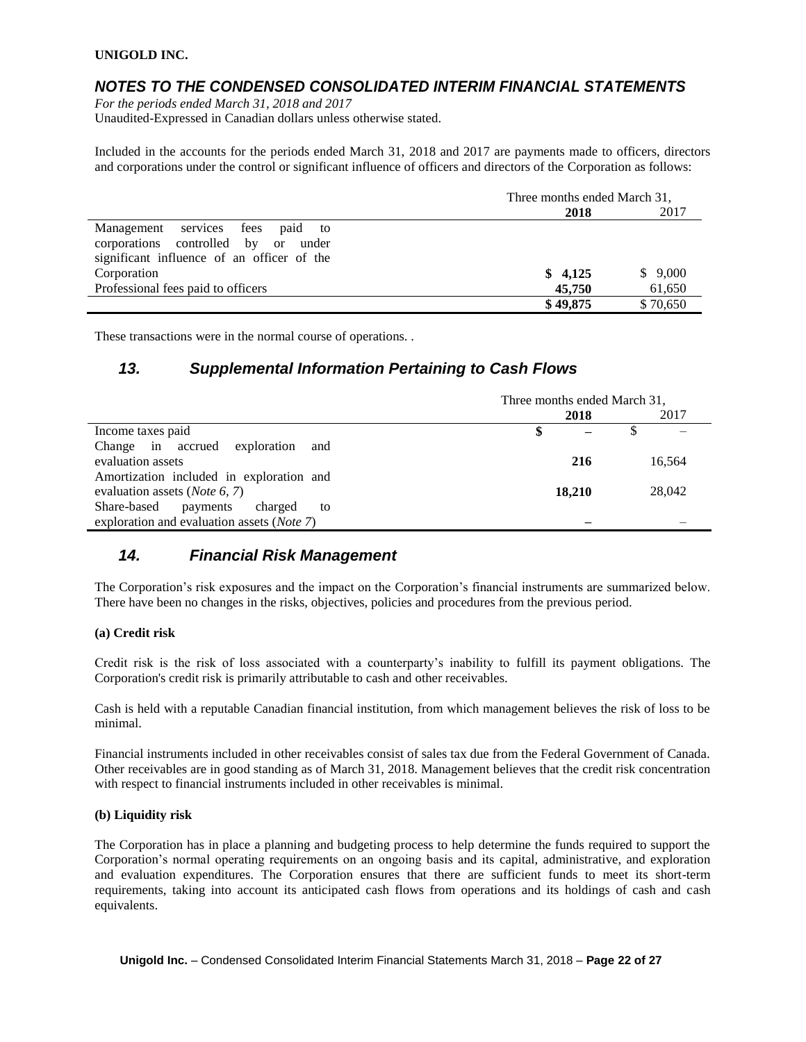Included in the accounts for the periods ended March 31, 2018 and 2017 are payments made to officers, directors and corporations under the control or significant influence of officers and directors of the Corporation as follows:

| | Three months ended March 31, | |
|---|---|---|
| | **2018** | 2017 |
| Management services fees paid to corporations controlled by or under significant influence of an officer of the Corporation | **$ 4,125** | $ 9,000 |
| Professional fees paid to officers | **45,750** | 61,650 |
| | **$ 49,875** | $ 70,650 |

These transactions were in the normal course of operations. .

## *13. Supplemental Information Pertaining to Cash Flows*

| | Three months ended March 31, | |
|---|---|---|
| | **2018** | 2017 |
| Income taxes paid | **$ –** | $ – |
| Change in accrued exploration and evaluation assets | **216** | 16,564 |
| Amortization included in exploration and evaluation assets (*Note 6, 7*) | **18,210** | 28,042 |
| Share-based payments charged to exploration and evaluation assets (*Note 7*) | **–** | – |

## *14. Financial Risk Management*

The Corporation's risk exposures and the impact on the Corporation's financial instruments are summarized below. There have been no changes in the risks, objectives, policies and procedures from the previous period.

**(a) Credit risk**

Credit risk is the risk of loss associated with a counterparty's inability to fulfill its payment obligations. The Corporation's credit risk is primarily attributable to cash and other receivables.

Cash is held with a reputable Canadian financial institution, from which management believes the risk of loss to be minimal.

Financial instruments included in other receivables consist of sales tax due from the Federal Government of Canada. Other receivables are in good standing as of March 31, 2018. Management believes that the credit risk concentration with respect to financial instruments included in other receivables is minimal.

**(b) Liquidity risk**

The Corporation has in place a planning and budgeting process to help determine the funds required to support the Corporation's normal operating requirements on an ongoing basis and its capital, administrative, and exploration and evaluation expenditures. The Corporation ensures that there are sufficient funds to meet its short-term requirements, taking into account its anticipated cash flows from operations and its holdings of cash and cash equivalents.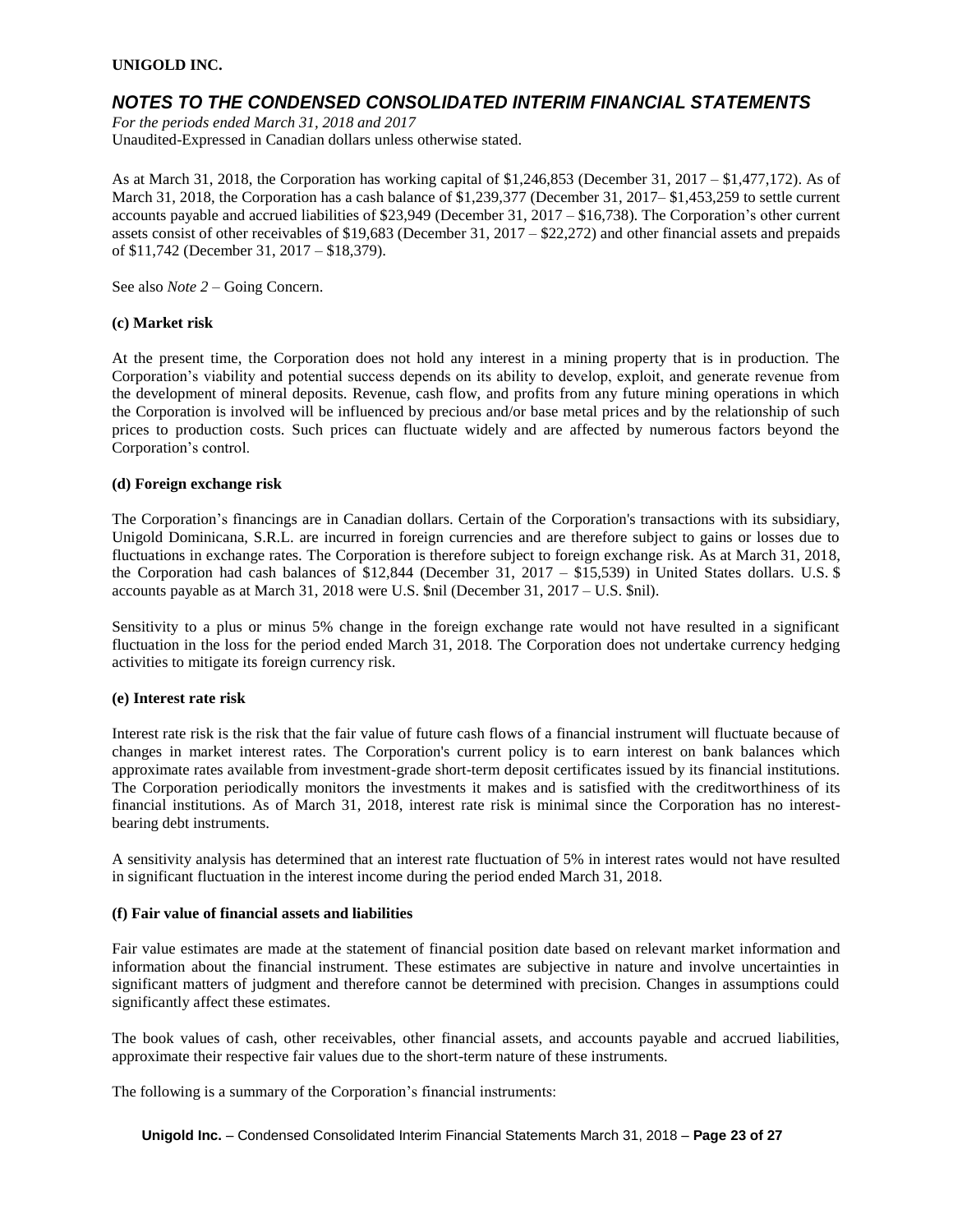As at March 31, 2018, the Corporation has working capital of $1,246,853 (December 31, 2017 – $1,477,172). As of March 31, 2018, the Corporation has a cash balance of $1,239,377 (December 31, 2017– $1,453,259 to settle current accounts payable and accrued liabilities of $23,949 (December 31, 2017 – $16,738). The Corporation's other current assets consist of other receivables of $19,683 (December 31, 2017 – $22,272) and other financial assets and prepaids of $11,742 (December 31, 2017 – $18,379).

See also *Note 2* – Going Concern.

**(c) Market risk**

At the present time, the Corporation does not hold any interest in a mining property that is in production. The Corporation's viability and potential success depends on its ability to develop, exploit, and generate revenue from the development of mineral deposits. Revenue, cash flow, and profits from any future mining operations in which the Corporation is involved will be influenced by precious and/or base metal prices and by the relationship of such prices to production costs. Such prices can fluctuate widely and are affected by numerous factors beyond the Corporation's control.

**(d) Foreign exchange risk**

The Corporation's financings are in Canadian dollars. Certain of the Corporation's transactions with its subsidiary, Unigold Dominicana, S.R.L. are incurred in foreign currencies and are therefore subject to gains or losses due to fluctuations in exchange rates. The Corporation is therefore subject to foreign exchange risk. As at March 31, 2018, the Corporation had cash balances of $12,844 (December 31, 2017 – $15,539) in United States dollars. U.S. $ accounts payable as at March 31, 2018 were U.S. $nil (December 31, 2017 – U.S. $nil).

Sensitivity to a plus or minus 5% change in the foreign exchange rate would not have resulted in a significant fluctuation in the loss for the period ended March 31, 2018. The Corporation does not undertake currency hedging activities to mitigate its foreign currency risk.

**(e) Interest rate risk**

Interest rate risk is the risk that the fair value of future cash flows of a financial instrument will fluctuate because of changes in market interest rates. The Corporation's current policy is to earn interest on bank balances which approximate rates available from investment-grade short-term deposit certificates issued by its financial institutions. The Corporation periodically monitors the investments it makes and is satisfied with the creditworthiness of its financial institutions. As of March 31, 2018, interest rate risk is minimal since the Corporation has no interest-bearing debt instruments.

A sensitivity analysis has determined that an interest rate fluctuation of 5% in interest rates would not have resulted in significant fluctuation in the interest income during the period ended March 31, 2018.

**(f) Fair value of financial assets and liabilities**

Fair value estimates are made at the statement of financial position date based on relevant market information and information about the financial instrument. These estimates are subjective in nature and involve uncertainties in significant matters of judgment and therefore cannot be determined with precision. Changes in assumptions could significantly affect these estimates.

The book values of cash, other receivables, other financial assets, and accounts payable and accrued liabilities, approximate their respective fair values due to the short-term nature of these instruments.

The following is a summary of the Corporation's financial instruments: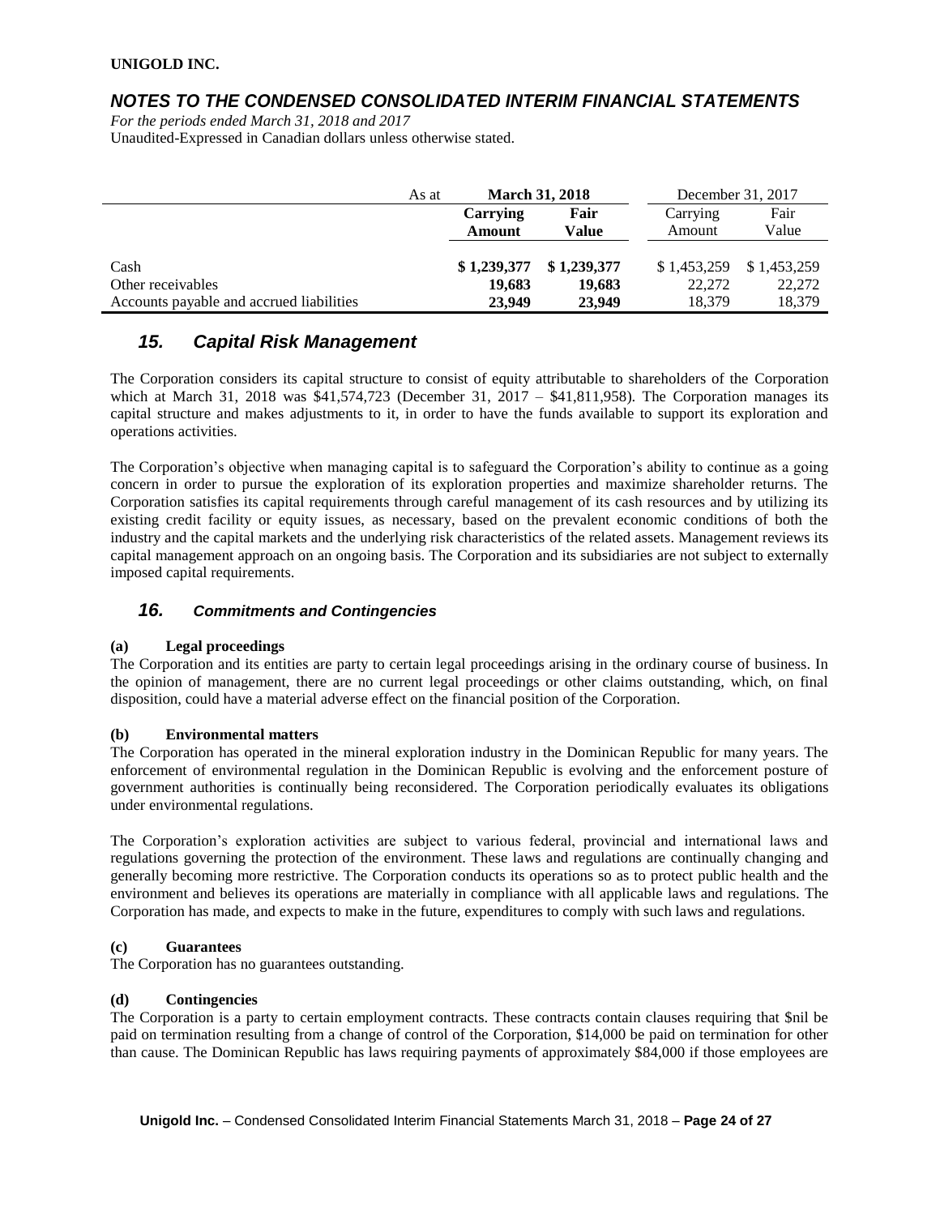| As at | March 31, 2018 | | December 31, 2017 | |
|---|---|---|---|---|
| | **Carrying Amount** | **Fair Value** | Carrying Amount | Fair Value |
| Cash | **$ 1,239,377** | **$ 1,239,377** | $ 1,453,259 | $ 1,453,259 |
| Other receivables | **19,683** | **19,683** | 22,272 | 22,272 |
| Accounts payable and accrued liabilities | **23,949** | **23,949** | 18,379 | 18,379 |

## *15. Capital Risk Management*

The Corporation considers its capital structure to consist of equity attributable to shareholders of the Corporation which at March 31, 2018 was $41,574,723 (December 31, 2017 – $41,811,958). The Corporation manages its capital structure and makes adjustments to it, in order to have the funds available to support its exploration and operations activities.

The Corporation's objective when managing capital is to safeguard the Corporation's ability to continue as a going concern in order to pursue the exploration of its exploration properties and maximize shareholder returns. The Corporation satisfies its capital requirements through careful management of its cash resources and by utilizing its existing credit facility or equity issues, as necessary, based on the prevalent economic conditions of both the industry and the capital markets and the underlying risk characteristics of the related assets. Management reviews its capital management approach on an ongoing basis. The Corporation and its subsidiaries are not subject to externally imposed capital requirements.

## *16. Commitments and Contingencies*

**(a) Legal proceedings**

The Corporation and its entities are party to certain legal proceedings arising in the ordinary course of business. In the opinion of management, there are no current legal proceedings or other claims outstanding, which, on final disposition, could have a material adverse effect on the financial position of the Corporation.

**(b) Environmental matters**

The Corporation has operated in the mineral exploration industry in the Dominican Republic for many years. The enforcement of environmental regulation in the Dominican Republic is evolving and the enforcement posture of government authorities is continually being reconsidered. The Corporation periodically evaluates its obligations under environmental regulations.

The Corporation's exploration activities are subject to various federal, provincial and international laws and regulations governing the protection of the environment. These laws and regulations are continually changing and generally becoming more restrictive. The Corporation conducts its operations so as to protect public health and the environment and believes its operations are materially in compliance with all applicable laws and regulations. The Corporation has made, and expects to make in the future, expenditures to comply with such laws and regulations.

**(c) Guarantees**

The Corporation has no guarantees outstanding.

**(d) Contingencies**

The Corporation is a party to certain employment contracts. These contracts contain clauses requiring that $nil be paid on termination resulting from a change of control of the Corporation, $14,000 be paid on termination for other than cause. The Dominican Republic has laws requiring payments of approximately $84,000 if those employees are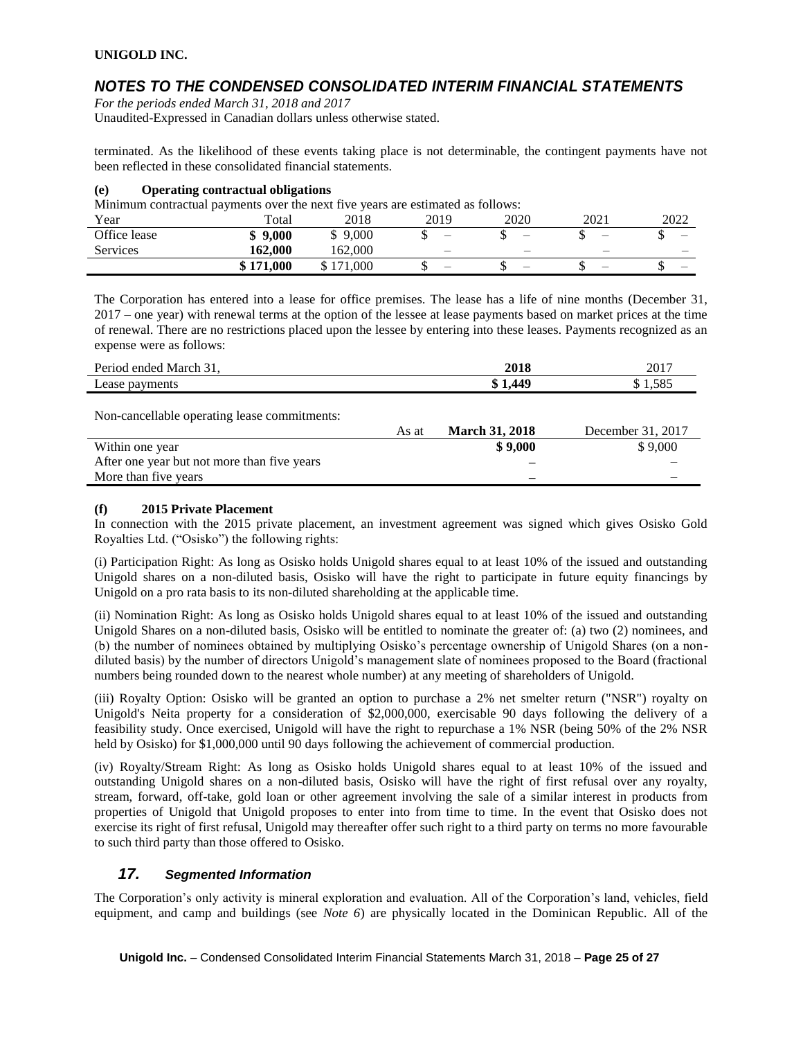terminated. As the likelihood of these events taking place is not determinable, the contingent payments have not been reflected in these consolidated financial statements.

#### (e) Operating contractual obligations

Minimum contractual payments over the next five years are estimated as follows:

| Year | Total | 2018 | 2019 | 2020 | 2021 | 2022 |
|---|---|---|---|---|---|---|
| Office lease | **$ 9,000** | $ 9,000 | $ – | $ – | $ – | $ – |
| Services | **162,000** | 162,000 | – | – | – | – |
| | **$ 171,000** | $ 171,000 | $ – | $ – | $ – | $ – |

The Corporation has entered into a lease for office premises. The lease has a life of nine months (December 31, 2017 – one year) with renewal terms at the option of the lessee at lease payments based on market prices at the time of renewal. There are no restrictions placed upon the lessee by entering into these leases. Payments recognized as an expense were as follows:

| Period ended March 31, | 2018 | 2017 |
|---|---|---|
| Lease payments | **$ 1,449** | $ 1,585 |

Non-cancellable operating lease commitments:

| As at | **March 31, 2018** | December 31, 2017 |
|---|---|---|
| Within one year | **$ 9,000** | $ 9,000 |
| After one year but not more than five years | **–** | – |
| More than five years | **–** | – |

#### (f) 2015 Private Placement

In connection with the 2015 private placement, an investment agreement was signed which gives Osisko Gold Royalties Ltd. ("Osisko") the following rights:

(i) Participation Right: As long as Osisko holds Unigold shares equal to at least 10% of the issued and outstanding Unigold shares on a non-diluted basis, Osisko will have the right to participate in future equity financings by Unigold on a pro rata basis to its non-diluted shareholding at the applicable time.

(ii) Nomination Right: As long as Osisko holds Unigold shares equal to at least 10% of the issued and outstanding Unigold Shares on a non-diluted basis, Osisko will be entitled to nominate the greater of: (a) two (2) nominees, and (b) the number of nominees obtained by multiplying Osisko's percentage ownership of Unigold Shares (on a non-diluted basis) by the number of directors Unigold's management slate of nominees proposed to the Board (fractional numbers being rounded down to the nearest whole number) at any meeting of shareholders of Unigold.

(iii) Royalty Option: Osisko will be granted an option to purchase a 2% net smelter return ("NSR") royalty on Unigold's Neita property for a consideration of $2,000,000, exercisable 90 days following the delivery of a feasibility study. Once exercised, Unigold will have the right to repurchase a 1% NSR (being 50% of the 2% NSR held by Osisko) for $1,000,000 until 90 days following the achievement of commercial production.

(iv) Royalty/Stream Right: As long as Osisko holds Unigold shares equal to at least 10% of the issued and outstanding Unigold shares on a non-diluted basis, Osisko will have the right of first refusal over any royalty, stream, forward, off-take, gold loan or other agreement involving the sale of a similar interest in products from properties of Unigold that Unigold proposes to enter into from time to time. In the event that Osisko does not exercise its right of first refusal, Unigold may thereafter offer such right to a third party on terms no more favourable to such third party than those offered to Osisko.

## 17. *Segmented Information*

The Corporation's only activity is mineral exploration and evaluation. All of the Corporation's land, vehicles, field equipment, and camp and buildings (see *Note 6*) are physically located in the Dominican Republic. All of the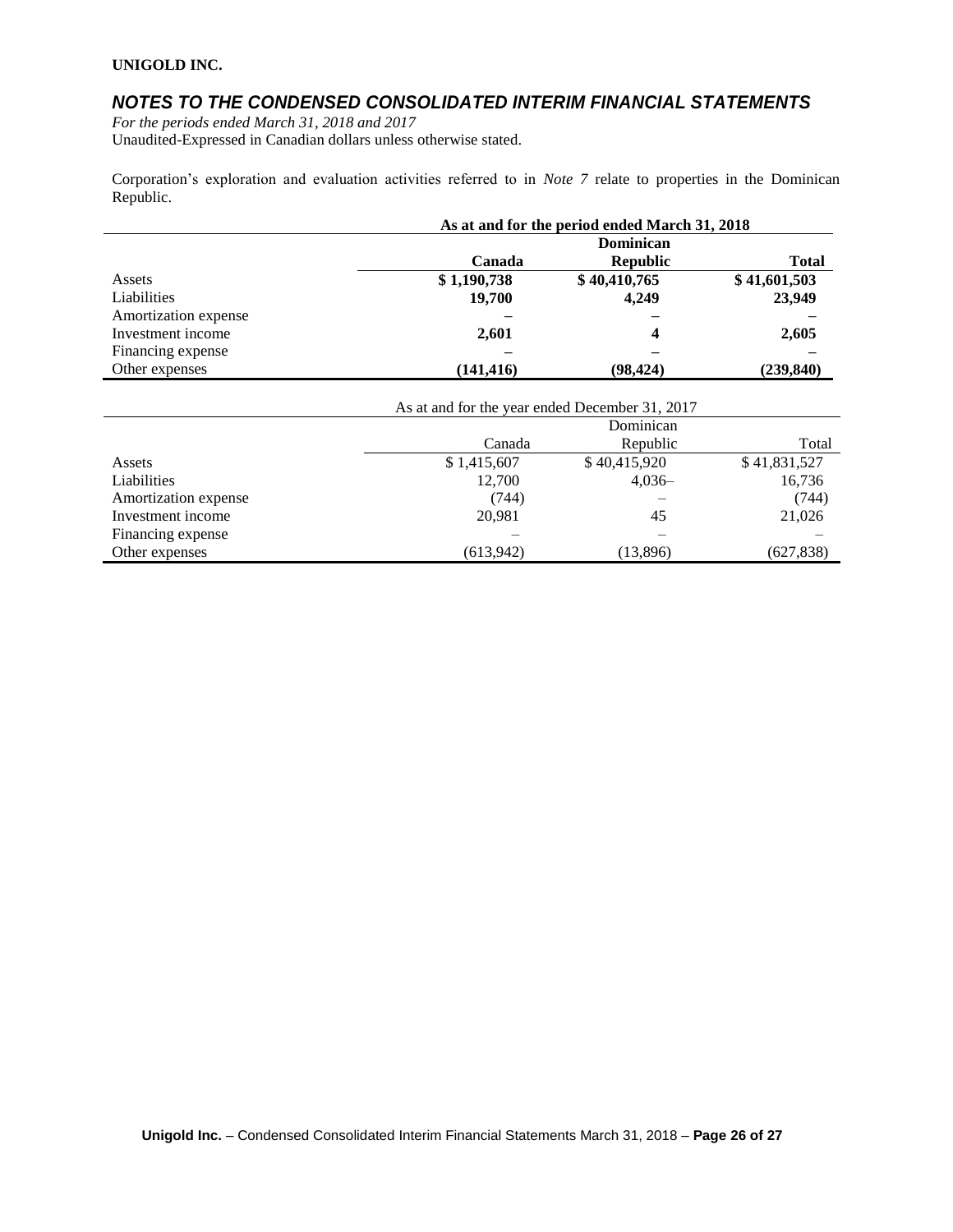**UNIGOLD INC.**

## *NOTES TO THE CONDENSED CONSOLIDATED INTERIM FINANCIAL STATEMENTS*

*For the periods ended March 31, 2018 and 2017*
Unaudited-Expressed in Canadian dollars unless otherwise stated.

Corporation's exploration and evaluation activities referred to in *Note 7* relate to properties in the Dominican Republic.

| | **As at and for the period ended March 31, 2018** | | |
|---|---|---|---|
| | **Canada** | **Dominican Republic** | **Total** |
| Assets | **$ 1,190,738** | **$ 40,410,765** | **$ 41,601,503** |
| Liabilities | **19,700** | **4,249** | **23,949** |
| Amortization expense | **–** | **–** | **–** |
| Investment income | **2,601** | **4** | **2,605** |
| Financing expense | **–** | **–** | **–** |
| Other expenses | **(141,416)** | **(98,424)** | **(239,840)** |

| | As at and for the year ended December 31, 2017 | | |
|---|---|---|---|
| | Canada | Dominican Republic | Total |
| Assets | $ 1,415,607 | $ 40,415,920 | $ 41,831,527 |
| Liabilities | 12,700 | 4,036– | 16,736 |
| Amortization expense | (744) | – | (744) |
| Investment income | 20,981 | 45 | 21,026 |
| Financing expense | – | – | – |
| Other expenses | (613,942) | (13,896) | (627,838) |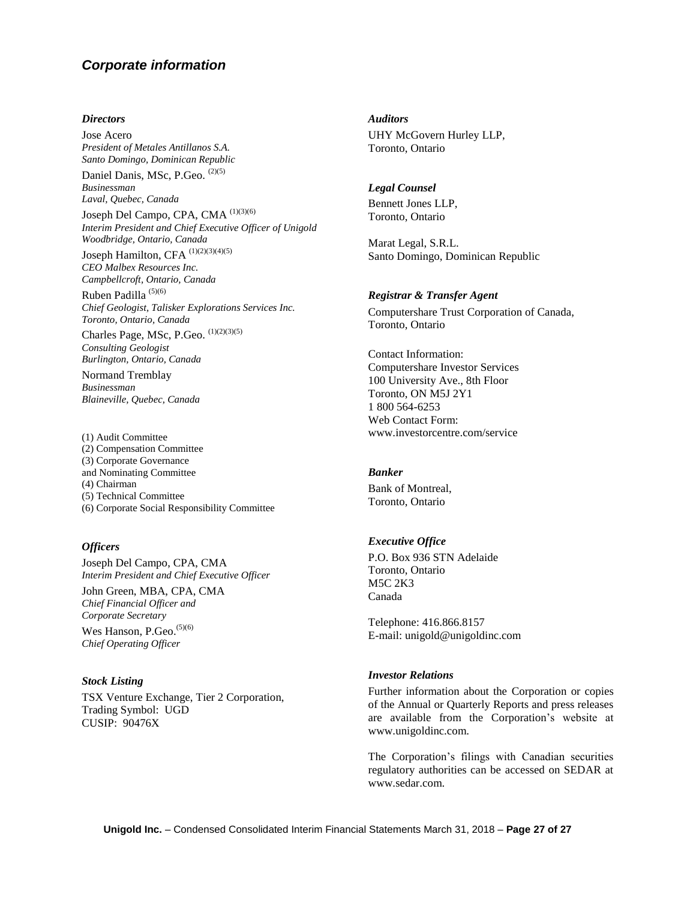## *Corporate information*

### *Directors*

Jose Acero
*President of Metales Antillanos S.A.*
*Santo Domingo, Dominican Republic*

Daniel Danis, MSc, P.Geo. (2)(5)
*Businessman*
*Laval, Quebec, Canada*

Joseph Del Campo, CPA, CMA (1)(3)(6)
*Interim President and Chief Executive Officer of Unigold*
*Woodbridge, Ontario, Canada*

Joseph Hamilton, CFA (1)(2)(3)(4)(5)
*CEO Malbex Resources Inc.*
*Campbellcroft, Ontario, Canada*

Ruben Padilla (5)(6)
*Chief Geologist, Talisker Explorations Services Inc.*
*Toronto, Ontario, Canada*

Charles Page, MSc, P.Geo. (1)(2)(3)(5)
*Consulting Geologist*
*Burlington, Ontario, Canada*

Normand Tremblay
*Businessman*
*Blaineville, Quebec, Canada*

(1) Audit Committee
(2) Compensation Committee
(3) Corporate Governance and Nominating Committee
(4) Chairman
(5) Technical Committee
(6) Corporate Social Responsibility Committee

### *Officers*

Joseph Del Campo, CPA, CMA
*Interim President and Chief Executive Officer*

John Green, MBA, CPA, CMA
*Chief Financial Officer and Corporate Secretary*

Wes Hanson, P.Geo.(5)(6)
*Chief Operating Officer*

### *Stock Listing*

TSX Venture Exchange, Tier 2 Corporation,
Trading Symbol: UGD
CUSIP: 90476X

### *Auditors*

UHY McGovern Hurley LLP,
Toronto, Ontario

### *Legal Counsel*

Bennett Jones LLP,
Toronto, Ontario

Marat Legal, S.R.L.
Santo Domingo, Dominican Republic

### *Registrar & Transfer Agent*

Computershare Trust Corporation of Canada,
Toronto, Ontario

Contact Information:
Computershare Investor Services
100 University Ave., 8th Floor
Toronto, ON M5J 2Y1
1 800 564-6253
Web Contact Form:
www.investorcentre.com/service

### *Banker*

Bank of Montreal,
Toronto, Ontario

### *Executive Office*

P.O. Box 936 STN Adelaide
Toronto, Ontario
M5C 2K3
Canada

Telephone: 416.866.8157
E-mail: unigold@unigoldinc.com

### *Investor Relations*

Further information about the Corporation or copies of the Annual or Quarterly Reports and press releases are available from the Corporation's website at www.unigoldinc.com.

The Corporation's filings with Canadian securities regulatory authorities can be accessed on SEDAR at www.sedar.com.